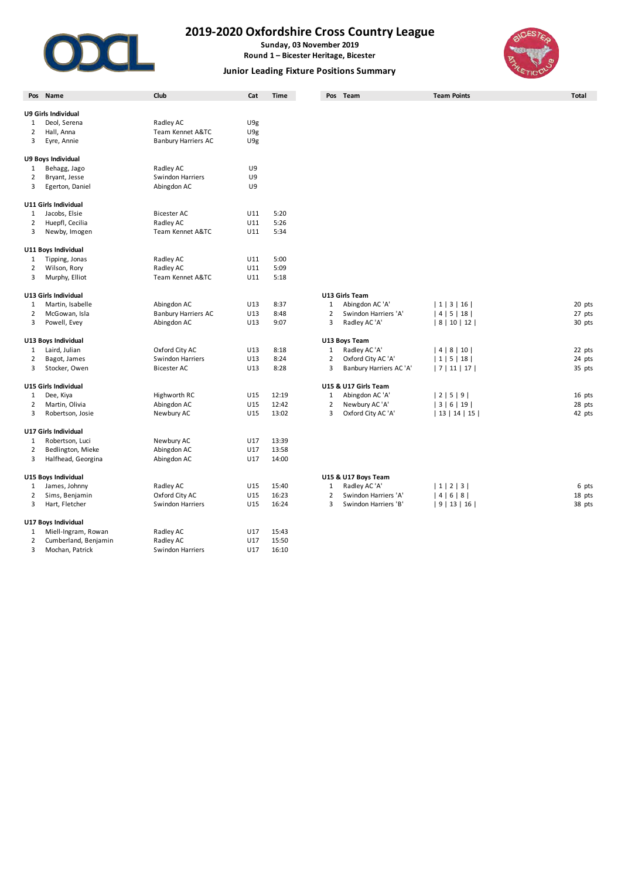# 2019-2020 Oxfordshire Cross Country League

**Sunday, 03 November 2019**

**Round 1 – Bicester Heritage, Bicester**

## Junior Leading Fixture Positions Summary

| Pos | Name | Club | Cat | Time |
|---|---|---|---|---|
| **U9 Girls Individual** | | | | |
| 1 | Deol, Serena | Radley AC | U9g | |
| 2 | Hall, Anna | Team Kennet A&TC | U9g | |
| 3 | Eyre, Annie | Banbury Harriers AC | U9g | |
| **U9 Boys Individual** | | | | |
| 1 | Behagg, Jago | Radley AC | U9 | |
| 2 | Bryant, Jesse | Swindon Harriers | U9 | |
| 3 | Egerton, Daniel | Abingdon AC | U9 | |
| **U11 Girls Individual** | | | | |
| 1 | Jacobs, Elsie | Bicester AC | U11 | 5:20 |
| 2 | Huepfl, Cecilia | Radley AC | U11 | 5:26 |
| 3 | Newby, Imogen | Team Kennet A&TC | U11 | 5:34 |
| **U11 Boys Individual** | | | | |
| 1 | Tipping, Jonas | Radley AC | U11 | 5:00 |
| 2 | Wilson, Rory | Radley AC | U11 | 5:09 |
| 3 | Murphy, Elliot | Team Kennet A&TC | U11 | 5:18 |
| **U13 Girls Individual** | | | | |
| 1 | Martin, Isabelle | Abingdon AC | U13 | 8:37 |
| 2 | McGowan, Isla | Banbury Harriers AC | U13 | 8:48 |
| 3 | Powell, Evey | Abingdon AC | U13 | 9:07 |
| **U13 Boys Individual** | | | | |
| 1 | Laird, Julian | Oxford City AC | U13 | 8:18 |
| 2 | Bagot, James | Swindon Harriers | U13 | 8:24 |
| 3 | Stocker, Owen | Bicester AC | U13 | 8:28 |
| **U15 Girls Individual** | | | | |
| 1 | Dee, Kiya | Highworth RC | U15 | 12:19 |
| 2 | Martin, Olivia | Abingdon AC | U15 | 12:42 |
| 3 | Robertson, Josie | Newbury AC | U15 | 13:02 |
| **U17 Girls Individual** | | | | |
| 1 | Robertson, Luci | Newbury AC | U17 | 13:39 |
| 2 | Bedlington, Mieke | Abingdon AC | U17 | 13:58 |
| 3 | Halfhead, Georgina | Abingdon AC | U17 | 14:00 |
| **U15 Boys Individual** | | | | |
| 1 | James, Johnny | Radley AC | U15 | 15:40 |
| 2 | Sims, Benjamin | Oxford City AC | U15 | 16:23 |
| 3 | Hart, Fletcher | Swindon Harriers | U15 | 16:24 |
| **U17 Boys Individual** | | | | |
| 1 | Miell-Ingram, Rowan | Radley AC | U17 | 15:43 |
| 2 | Cumberland, Benjamin | Radley AC | U17 | 15:50 |
| 3 | Mochan, Patrick | Swindon Harriers | U17 | 16:10 |

| Pos | Team | Team Points | Total |
|---|---|---|---|
| **U13 Girls Team** | | | |
| 1 | Abingdon AC 'A' | \| 1 \| 3 \| 16 \| | 20 pts |
| 2 | Swindon Harriers 'A' | \| 4 \| 5 \| 18 \| | 27 pts |
| 3 | Radley AC 'A' | \| 8 \| 10 \| 12 \| | 30 pts |
| **U13 Boys Team** | | | |
| 1 | Radley AC 'A' | \| 4 \| 8 \| 10 \| | 22 pts |
| 2 | Oxford City AC 'A' | \| 1 \| 5 \| 18 \| | 24 pts |
| 3 | Banbury Harriers AC 'A' | \| 7 \| 11 \| 17 \| | 35 pts |
| **U15 & U17 Girls Team** | | | |
| 1 | Abingdon AC 'A' | \| 2 \| 5 \| 9 \| | 16 pts |
| 2 | Newbury AC 'A' | \| 3 \| 6 \| 19 \| | 28 pts |
| 3 | Oxford City AC 'A' | \| 13 \| 14 \| 15 \| | 42 pts |
| **U15 & U17 Boys Team** | | | |
| 1 | Radley AC 'A' | \| 1 \| 2 \| 3 \| | 6 pts |
| 2 | Swindon Harriers 'A' | \| 4 \| 6 \| 8 \| | 18 pts |
| 3 | Swindon Harriers 'B' | \| 9 \| 13 \| 16 \| | 38 pts |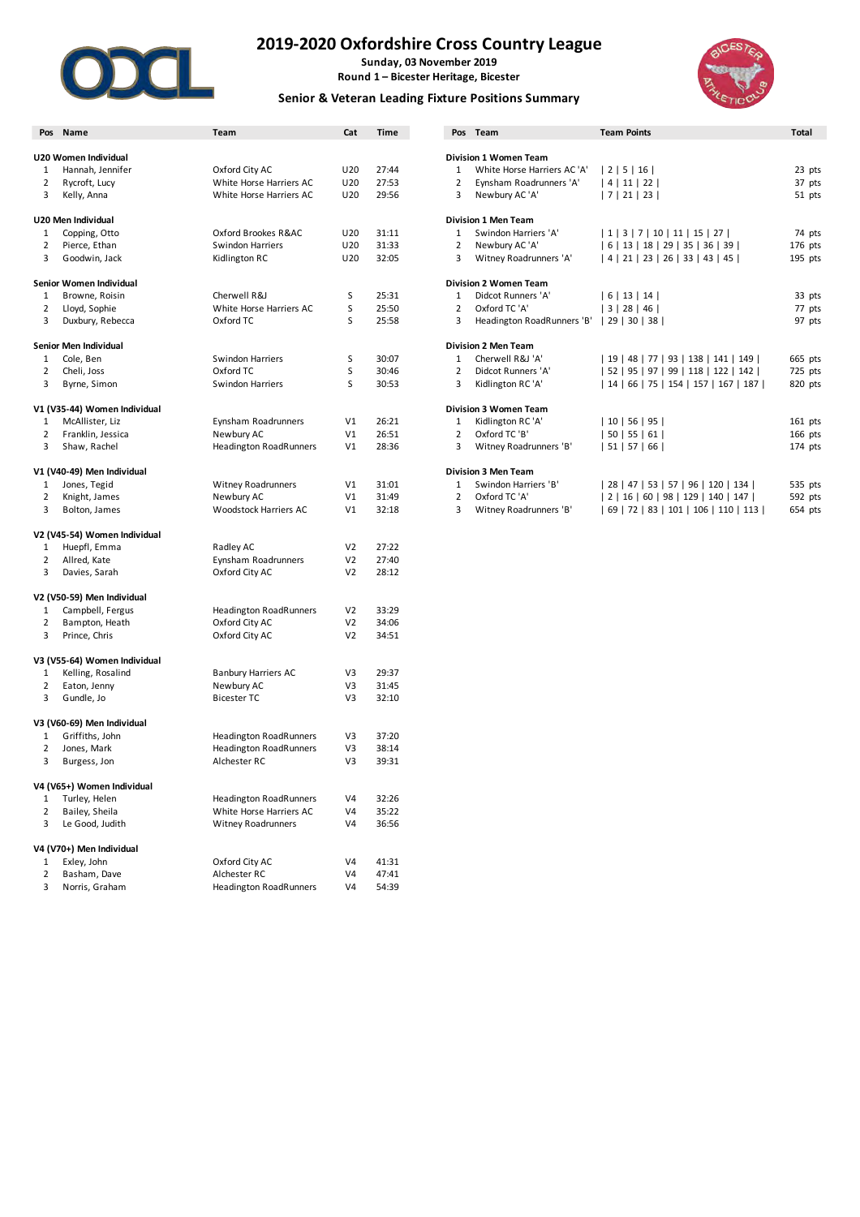# 2019-2020 Oxfordshire Cross Country League

**Sunday, 03 November 2019**

**Round 1 – Bicester Heritage, Bicester**

## Senior & Veteran Leading Fixture Positions Summary

| Pos | Name | Team | Cat | Time |
|---|---|---|---|---|
| **U20 Women Individual** | | | | |
| 1 | Hannah, Jennifer | Oxford City AC | U20 | 27:44 |
| 2 | Rycroft, Lucy | White Horse Harriers AC | U20 | 27:53 |
| 3 | Kelly, Anna | White Horse Harriers AC | U20 | 29:56 |
| **U20 Men Individual** | | | | |
| 1 | Copping, Otto | Oxford Brookes R&AC | U20 | 31:11 |
| 2 | Pierce, Ethan | Swindon Harriers | U20 | 31:33 |
| 3 | Goodwin, Jack | Kidlington RC | U20 | 32:05 |
| **Senior Women Individual** | | | | |
| 1 | Browne, Roisin | Cherwell R&J | S | 25:31 |
| 2 | Lloyd, Sophie | White Horse Harriers AC | S | 25:50 |
| 3 | Duxbury, Rebecca | Oxford TC | S | 25:58 |
| **Senior Men Individual** | | | | |
| 1 | Cole, Ben | Swindon Harriers | S | 30:07 |
| 2 | Cheli, Joss | Oxford TC | S | 30:46 |
| 3 | Byrne, Simon | Swindon Harriers | S | 30:53 |
| **V1 (V35-44) Women Individual** | | | | |
| 1 | McAllister, Liz | Eynsham Roadrunners | V1 | 26:21 |
| 2 | Franklin, Jessica | Newbury AC | V1 | 26:51 |
| 3 | Shaw, Rachel | Headington RoadRunners | V1 | 28:36 |
| **V1 (V40-49) Men Individual** | | | | |
| 1 | Jones, Tegid | Witney Roadrunners | V1 | 31:01 |
| 2 | Knight, James | Newbury AC | V1 | 31:49 |
| 3 | Bolton, James | Woodstock Harriers AC | V1 | 32:18 |
| **V2 (V45-54) Women Individual** | | | | |
| 1 | Huepfl, Emma | Radley AC | V2 | 27:22 |
| 2 | Allred, Kate | Eynsham Roadrunners | V2 | 27:40 |
| 3 | Davies, Sarah | Oxford City AC | V2 | 28:12 |
| **V2 (V50-59) Men Individual** | | | | |
| 1 | Campbell, Fergus | Headington RoadRunners | V2 | 33:29 |
| 2 | Bampton, Heath | Oxford City AC | V2 | 34:06 |
| 3 | Prince, Chris | Oxford City AC | V2 | 34:51 |
| **V3 (V55-64) Women Individual** | | | | |
| 1 | Kelling, Rosalind | Banbury Harriers AC | V3 | 29:37 |
| 2 | Eaton, Jenny | Newbury AC | V3 | 31:45 |
| 3 | Gundle, Jo | Bicester TC | V3 | 32:10 |
| **V3 (V60-69) Men Individual** | | | | |
| 1 | Griffiths, John | Headington RoadRunners | V3 | 37:20 |
| 2 | Jones, Mark | Headington RoadRunners | V3 | 38:14 |
| 3 | Burgess, Jon | Alchester RC | V3 | 39:31 |
| **V4 (V65+) Women Individual** | | | | |
| 1 | Turley, Helen | Headington RoadRunners | V4 | 32:26 |
| 2 | Bailey, Sheila | White Horse Harriers AC | V4 | 35:22 |
| 3 | Le Good, Judith | Witney Roadrunners | V4 | 36:56 |
| **V4 (V70+) Men Individual** | | | | |
| 1 | Exley, John | Oxford City AC | V4 | 41:31 |
| 2 | Basham, Dave | Alchester RC | V4 | 47:41 |
| 3 | Norris, Graham | Headington RoadRunners | V4 | 54:39 |

| Pos | Team | Team Points | Total |
|---|---|---|---|
| **Division 1 Women Team** | | | |
| 1 | White Horse Harriers AC 'A' | \| 2 \| 5 \| 16 \| | 23 pts |
| 2 | Eynsham Roadrunners 'A' | \| 4 \| 11 \| 22 \| | 37 pts |
| 3 | Newbury AC 'A' | \| 7 \| 21 \| 23 \| | 51 pts |
| **Division 1 Men Team** | | | |
| 1 | Swindon Harriers 'A' | \| 1 \| 3 \| 7 \| 10 \| 11 \| 15 \| 27 \| | 74 pts |
| 2 | Newbury AC 'A' | \| 6 \| 13 \| 18 \| 29 \| 35 \| 36 \| 39 \| | 176 pts |
| 3 | Witney Roadrunners 'A' | \| 4 \| 21 \| 23 \| 26 \| 33 \| 43 \| 45 \| | 195 pts |
| **Division 2 Women Team** | | | |
| 1 | Didcot Runners 'A' | \| 6 \| 13 \| 14 \| | 33 pts |
| 2 | Oxford TC 'A' | \| 3 \| 28 \| 46 \| | 77 pts |
| 3 | Headington RoadRunners 'B' | \| 29 \| 30 \| 38 \| | 97 pts |
| **Division 2 Men Team** | | | |
| 1 | Cherwell R&J 'A' | \| 19 \| 48 \| 77 \| 93 \| 138 \| 141 \| 149 \| | 665 pts |
| 2 | Didcot Runners 'A' | \| 52 \| 95 \| 97 \| 99 \| 118 \| 122 \| 142 \| | 725 pts |
| 3 | Kidlington RC 'A' | \| 14 \| 66 \| 75 \| 154 \| 157 \| 167 \| 187 \| | 820 pts |
| **Division 3 Women Team** | | | |
| 1 | Kidlington RC 'A' | \| 10 \| 56 \| 95 \| | 161 pts |
| 2 | Oxford TC 'B' | \| 50 \| 55 \| 61 \| | 166 pts |
| 3 | Witney Roadrunners 'B' | \| 51 \| 57 \| 66 \| | 174 pts |
| **Division 3 Men Team** | | | |
| 1 | Swindon Harriers 'B' | \| 28 \| 47 \| 53 \| 57 \| 96 \| 120 \| 134 \| | 535 pts |
| 2 | Oxford TC 'A' | \| 2 \| 16 \| 60 \| 98 \| 129 \| 140 \| 147 \| | 592 pts |
| 3 | Witney Roadrunners 'B' | \| 69 \| 72 \| 83 \| 101 \| 106 \| 110 \| 113 \| | 654 pts |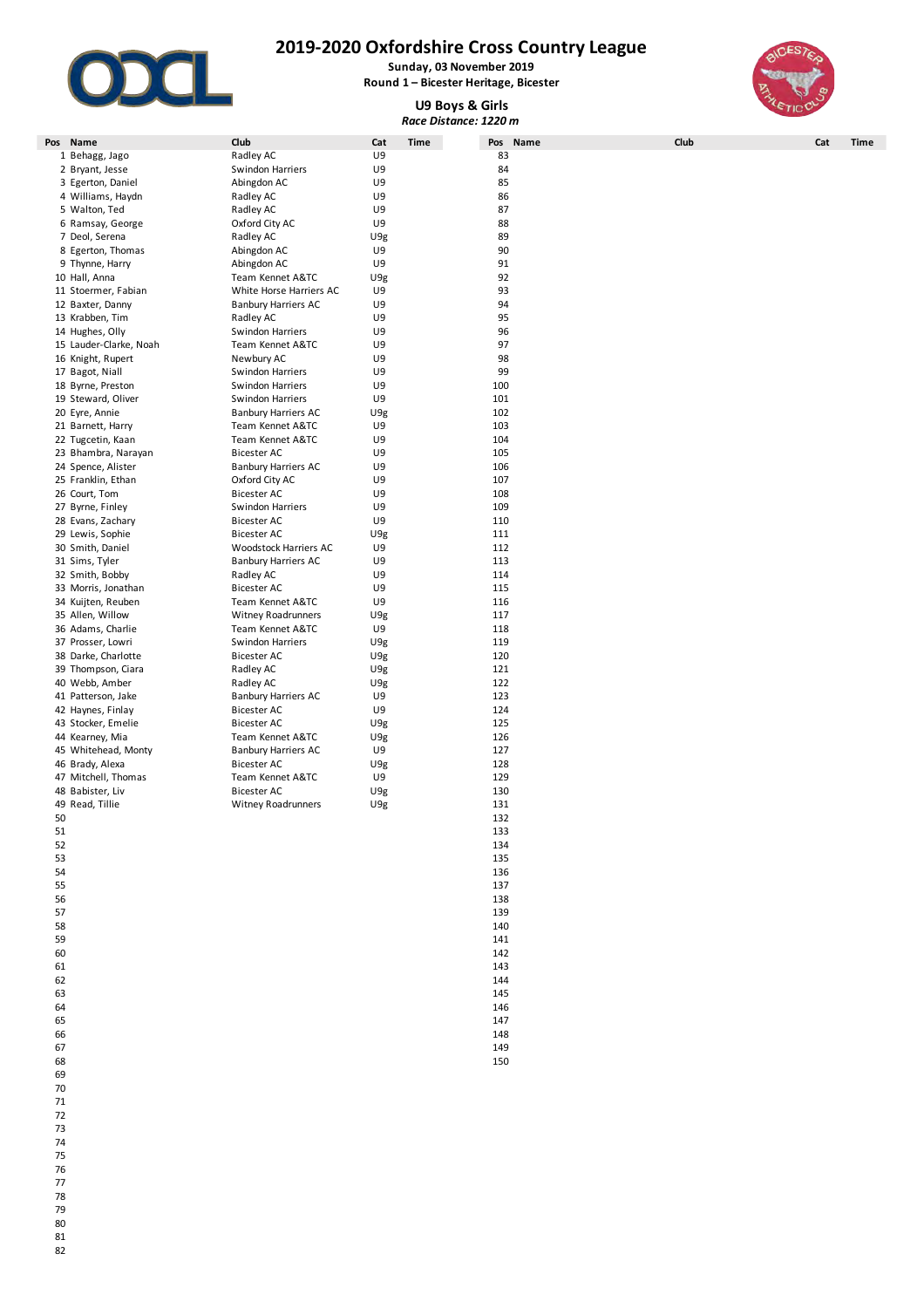# 2019-2020 Oxfordshire Cross Country League

**Sunday, 03 November 2019**

**Round 1 – Bicester Heritage, Bicester**

## U9 Boys & Girls

***Race Distance: 1220 m***

| Pos | Name | Club | Cat | Time |
|---|---|---|---|---|
| 1 | Behagg, Jago | Radley AC | U9 | |
| 2 | Bryant, Jesse | Swindon Harriers | U9 | |
| 3 | Egerton, Daniel | Abingdon AC | U9 | |
| 4 | Williams, Haydn | Radley AC | U9 | |
| 5 | Walton, Ted | Radley AC | U9 | |
| 6 | Ramsay, George | Oxford City AC | U9 | |
| 7 | Deol, Serena | Radley AC | U9g | |
| 8 | Egerton, Thomas | Abingdon AC | U9 | |
| 9 | Thynne, Harry | Abingdon AC | U9 | |
| 10 | Hall, Anna | Team Kennet A&TC | U9g | |
| 11 | Stoermer, Fabian | White Horse Harriers AC | U9 | |
| 12 | Baxter, Danny | Banbury Harriers AC | U9 | |
| 13 | Krabben, Tim | Radley AC | U9 | |
| 14 | Hughes, Olly | Swindon Harriers | U9 | |
| 15 | Lauder-Clarke, Noah | Team Kennet A&TC | U9 | |
| 16 | Knight, Rupert | Newbury AC | U9 | |
| 17 | Bagot, Niall | Swindon Harriers | U9 | |
| 18 | Byrne, Preston | Swindon Harriers | U9 | |
| 19 | Steward, Oliver | Swindon Harriers | U9 | |
| 20 | Eyre, Annie | Banbury Harriers AC | U9g | |
| 21 | Barnett, Harry | Team Kennet A&TC | U9 | |
| 22 | Tugcetin, Kaan | Team Kennet A&TC | U9 | |
| 23 | Bhambra, Narayan | Bicester AC | U9 | |
| 24 | Spence, Alister | Banbury Harriers AC | U9 | |
| 25 | Franklin, Ethan | Oxford City AC | U9 | |
| 26 | Court, Tom | Bicester AC | U9 | |
| 27 | Byrne, Finley | Swindon Harriers | U9 | |
| 28 | Evans, Zachary | Bicester AC | U9 | |
| 29 | Lewis, Sophie | Bicester AC | U9g | |
| 30 | Smith, Daniel | Woodstock Harriers AC | U9 | |
| 31 | Sims, Tyler | Banbury Harriers AC | U9 | |
| 32 | Smith, Bobby | Radley AC | U9 | |
| 33 | Morris, Jonathan | Bicester AC | U9 | |
| 34 | Kuijten, Reuben | Team Kennet A&TC | U9 | |
| 35 | Allen, Willow | Witney Roadrunners | U9g | |
| 36 | Adams, Charlie | Team Kennet A&TC | U9 | |
| 37 | Prosser, Lowri | Swindon Harriers | U9g | |
| 38 | Darke, Charlotte | Bicester AC | U9g | |
| 39 | Thompson, Ciara | Radley AC | U9g | |
| 40 | Webb, Amber | Radley AC | U9g | |
| 41 | Patterson, Jake | Banbury Harriers AC | U9 | |
| 42 | Haynes, Finlay | Bicester AC | U9 | |
| 43 | Stocker, Emelie | Bicester AC | U9g | |
| 44 | Kearney, Mia | Team Kennet A&TC | U9g | |
| 45 | Whitehead, Monty | Banbury Harriers AC | U9 | |
| 46 | Brady, Alexa | Bicester AC | U9g | |
| 47 | Mitchell, Thomas | Team Kennet A&TC | U9 | |
| 48 | Babister, Liv | Bicester AC | U9g | |
| 49 | Read, Tillie | Witney Roadrunners | U9g | |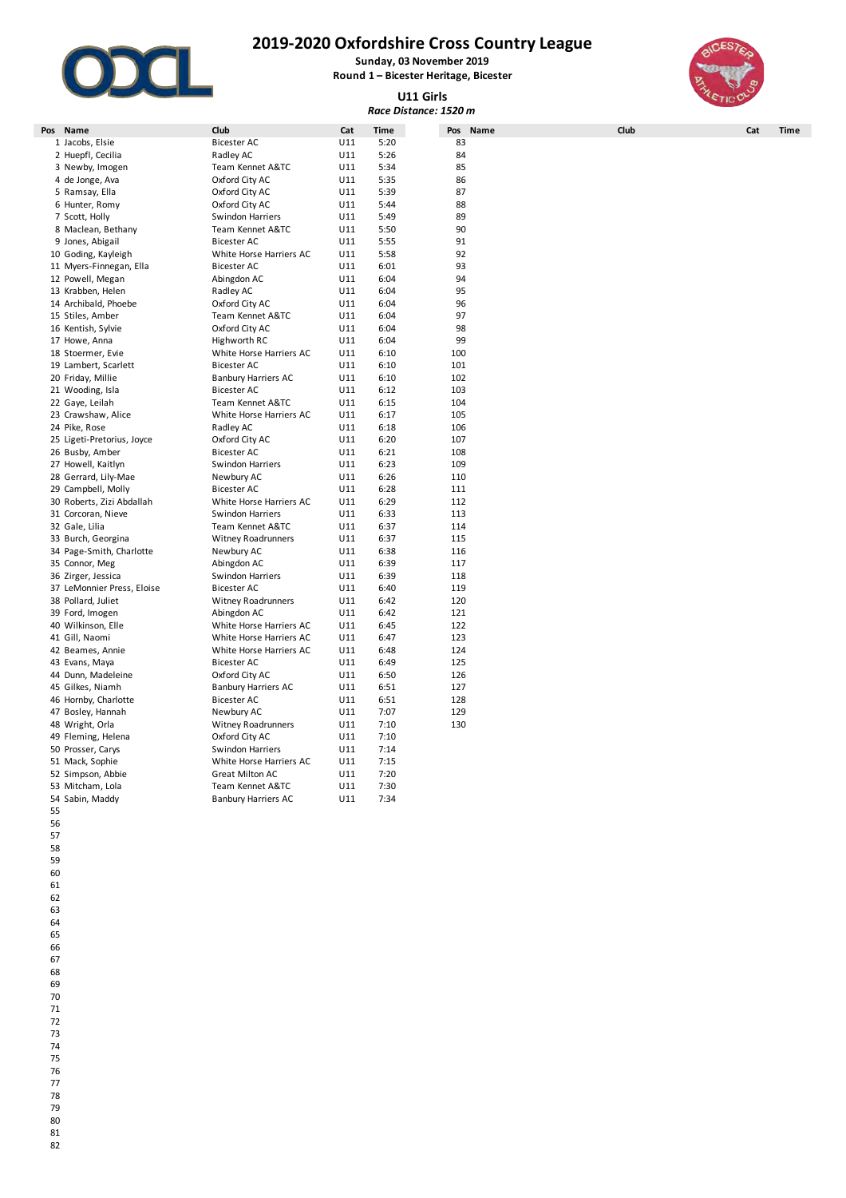# 2019-2020 Oxfordshire Cross Country League

**Sunday, 03 November 2019**
**Round 1 – Bicester Heritage, Bicester**

## U11 Girls

***Race Distance: 1520 m***

| Pos | Name | Club | Cat | Time |
|---|---|---|---|---|
| 1 | Jacobs, Elsie | Bicester AC | U11 | 5:20 |
| 2 | Huepfl, Cecilia | Radley AC | U11 | 5:26 |
| 3 | Newby, Imogen | Team Kennet A&TC | U11 | 5:34 |
| 4 | de Jonge, Ava | Oxford City AC | U11 | 5:35 |
| 5 | Ramsay, Ella | Oxford City AC | U11 | 5:39 |
| 6 | Hunter, Romy | Oxford City AC | U11 | 5:44 |
| 7 | Scott, Holly | Swindon Harriers | U11 | 5:49 |
| 8 | Maclean, Bethany | Team Kennet A&TC | U11 | 5:50 |
| 9 | Jones, Abigail | Bicester AC | U11 | 5:55 |
| 10 | Goding, Kayleigh | White Horse Harriers AC | U11 | 5:58 |
| 11 | Myers-Finnegan, Ella | Bicester AC | U11 | 6:01 |
| 12 | Powell, Megan | Abingdon AC | U11 | 6:04 |
| 13 | Krabben, Helen | Radley AC | U11 | 6:04 |
| 14 | Archibald, Phoebe | Oxford City AC | U11 | 6:04 |
| 15 | Stiles, Amber | Team Kennet A&TC | U11 | 6:04 |
| 16 | Kentish, Sylvie | Oxford City AC | U11 | 6:04 |
| 17 | Howe, Anna | Highworth RC | U11 | 6:04 |
| 18 | Stoermer, Evie | White Horse Harriers AC | U11 | 6:10 |
| 19 | Lambert, Scarlett | Bicester AC | U11 | 6:10 |
| 20 | Friday, Millie | Banbury Harriers AC | U11 | 6:10 |
| 21 | Wooding, Isla | Bicester AC | U11 | 6:12 |
| 22 | Gaye, Leilah | Team Kennet A&TC | U11 | 6:15 |
| 23 | Crawshaw, Alice | White Horse Harriers AC | U11 | 6:17 |
| 24 | Pike, Rose | Radley AC | U11 | 6:18 |
| 25 | Ligeti-Pretorius, Joyce | Oxford City AC | U11 | 6:20 |
| 26 | Busby, Amber | Bicester AC | U11 | 6:21 |
| 27 | Howell, Kaitlyn | Swindon Harriers | U11 | 6:23 |
| 28 | Gerrard, Lily-Mae | Newbury AC | U11 | 6:26 |
| 29 | Campbell, Molly | Bicester AC | U11 | 6:28 |
| 30 | Roberts, Zizi Abdallah | White Horse Harriers AC | U11 | 6:29 |
| 31 | Corcoran, Nieve | Swindon Harriers | U11 | 6:33 |
| 32 | Gale, Lilia | Team Kennet A&TC | U11 | 6:37 |
| 33 | Burch, Georgina | Witney Roadrunners | U11 | 6:37 |
| 34 | Page-Smith, Charlotte | Newbury AC | U11 | 6:38 |
| 35 | Connor, Meg | Abingdon AC | U11 | 6:39 |
| 36 | Zirger, Jessica | Swindon Harriers | U11 | 6:39 |
| 37 | LeMonnier Press, Eloise | Bicester AC | U11 | 6:40 |
| 38 | Pollard, Juliet | Witney Roadrunners | U11 | 6:42 |
| 39 | Ford, Imogen | Abingdon AC | U11 | 6:42 |
| 40 | Wilkinson, Elle | White Horse Harriers AC | U11 | 6:45 |
| 41 | Gill, Naomi | White Horse Harriers AC | U11 | 6:47 |
| 42 | Beames, Annie | White Horse Harriers AC | U11 | 6:48 |
| 43 | Evans, Maya | Bicester AC | U11 | 6:49 |
| 44 | Dunn, Madeleine | Oxford City AC | U11 | 6:50 |
| 45 | Gilkes, Niamh | Banbury Harriers AC | U11 | 6:51 |
| 46 | Hornby, Charlotte | Bicester AC | U11 | 6:51 |
| 47 | Bosley, Hannah | Newbury AC | U11 | 7:07 |
| 48 | Wright, Orla | Witney Roadrunners | U11 | 7:10 |
| 49 | Fleming, Helena | Oxford City AC | U11 | 7:10 |
| 50 | Prosser, Carys | Swindon Harriers | U11 | 7:14 |
| 51 | Mack, Sophie | White Horse Harriers AC | U11 | 7:15 |
| 52 | Simpson, Abbie | Great Milton AC | U11 | 7:20 |
| 53 | Mitcham, Lola | Team Kennet A&TC | U11 | 7:30 |
| 54 | Sabin, Maddy | Banbury Harriers AC | U11 | 7:34 |
| 55 | | | | |
| 56 | | | | |
| 57 | | | | |
| 58 | | | | |
| 59 | | | | |
| 60 | | | | |
| 61 | | | | |
| 62 | | | | |
| 63 | | | | |
| 64 | | | | |
| 65 | | | | |
| 66 | | | | |
| 67 | | | | |
| 68 | | | | |
| 69 | | | | |
| 70 | | | | |
| 71 | | | | |
| 72 | | | | |
| 73 | | | | |
| 74 | | | | |
| 75 | | | | |
| 76 | | | | |
| 77 | | | | |
| 78 | | | | |
| 79 | | | | |
| 80 | | | | |
| 81 | | | | |
| 82 | | | | |
| 83 | | | | |
| 84 | | | | |
| 85 | | | | |
| 86 | | | | |
| 87 | | | | |
| 88 | | | | |
| 89 | | | | |
| 90 | | | | |
| 91 | | | | |
| 92 | | | | |
| 93 | | | | |
| 94 | | | | |
| 95 | | | | |
| 96 | | | | |
| 97 | | | | |
| 98 | | | | |
| 99 | | | | |
| 100 | | | | |
| 101 | | | | |
| 102 | | | | |
| 103 | | | | |
| 104 | | | | |
| 105 | | | | |
| 106 | | | | |
| 107 | | | | |
| 108 | | | | |
| 109 | | | | |
| 110 | | | | |
| 111 | | | | |
| 112 | | | | |
| 113 | | | | |
| 114 | | | | |
| 115 | | | | |
| 116 | | | | |
| 117 | | | | |
| 118 | | | | |
| 119 | | | | |
| 120 | | | | |
| 121 | | | | |
| 122 | | | | |
| 123 | | | | |
| 124 | | | | |
| 125 | | | | |
| 126 | | | | |
| 127 | | | | |
| 128 | | | | |
| 129 | | | | |
| 130 | | | | |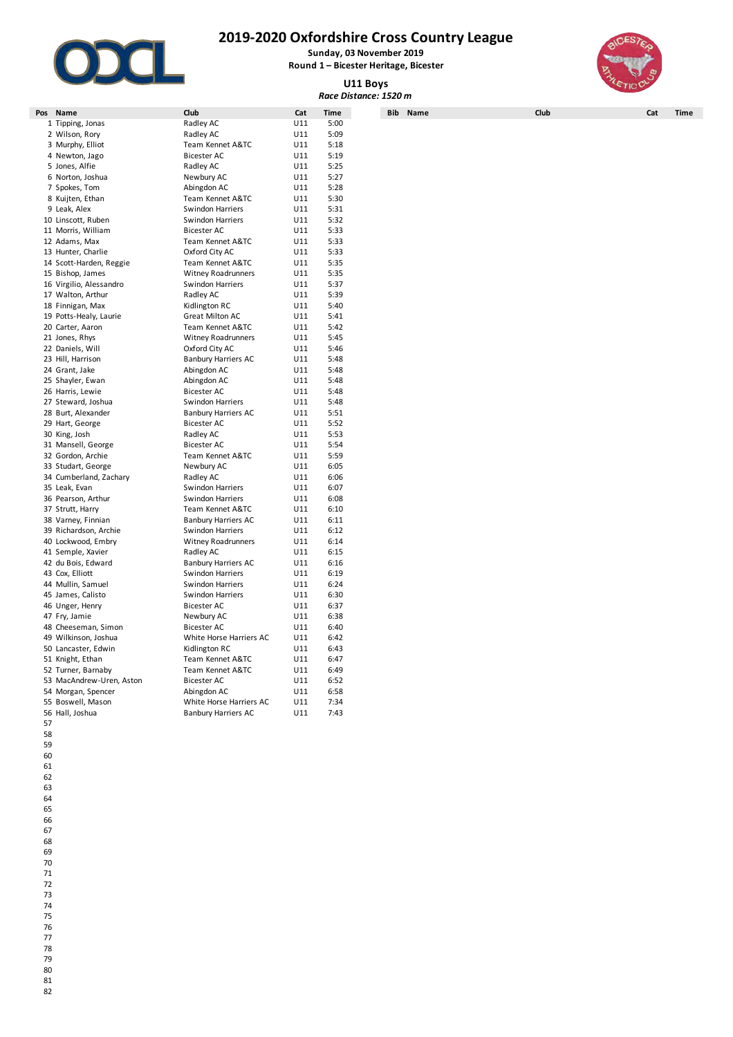# 2019-2020 Oxfordshire Cross Country League

**Sunday, 03 November 2019**

**Round 1 – Bicester Heritage, Bicester**

## U11 Boys

***Race Distance: 1520 m***

| Pos | Name | Club | Cat | Time |
|---|---|---|---|---|
| 1 | Tipping, Jonas | Radley AC | U11 | 5:00 |
| 2 | Wilson, Rory | Radley AC | U11 | 5:09 |
| 3 | Murphy, Elliot | Team Kennet A&TC | U11 | 5:18 |
| 4 | Newton, Jago | Bicester AC | U11 | 5:19 |
| 5 | Jones, Alfie | Radley AC | U11 | 5:25 |
| 6 | Norton, Joshua | Newbury AC | U11 | 5:27 |
| 7 | Spokes, Tom | Abingdon AC | U11 | 5:28 |
| 8 | Kuijten, Ethan | Team Kennet A&TC | U11 | 5:30 |
| 9 | Leak, Alex | Swindon Harriers | U11 | 5:31 |
| 10 | Linscott, Ruben | Swindon Harriers | U11 | 5:32 |
| 11 | Morris, William | Bicester AC | U11 | 5:33 |
| 12 | Adams, Max | Team Kennet A&TC | U11 | 5:33 |
| 13 | Hunter, Charlie | Oxford City AC | U11 | 5:33 |
| 14 | Scott-Harden, Reggie | Team Kennet A&TC | U11 | 5:35 |
| 15 | Bishop, James | Witney Roadrunners | U11 | 5:35 |
| 16 | Virgilio, Alessandro | Swindon Harriers | U11 | 5:37 |
| 17 | Walton, Arthur | Radley AC | U11 | 5:39 |
| 18 | Finnigan, Max | Kidlington RC | U11 | 5:40 |
| 19 | Potts-Healy, Laurie | Great Milton AC | U11 | 5:41 |
| 20 | Carter, Aaron | Team Kennet A&TC | U11 | 5:42 |
| 21 | Jones, Rhys | Witney Roadrunners | U11 | 5:45 |
| 22 | Daniels, Will | Oxford City AC | U11 | 5:46 |
| 23 | Hill, Harrison | Banbury Harriers AC | U11 | 5:48 |
| 24 | Grant, Jake | Abingdon AC | U11 | 5:48 |
| 25 | Shayler, Ewan | Abingdon AC | U11 | 5:48 |
| 26 | Harris, Lewie | Bicester AC | U11 | 5:48 |
| 27 | Steward, Joshua | Swindon Harriers | U11 | 5:48 |
| 28 | Burt, Alexander | Banbury Harriers AC | U11 | 5:51 |
| 29 | Hart, George | Bicester AC | U11 | 5:52 |
| 30 | King, Josh | Radley AC | U11 | 5:53 |
| 31 | Mansell, George | Bicester AC | U11 | 5:54 |
| 32 | Gordon, Archie | Team Kennet A&TC | U11 | 5:59 |
| 33 | Studart, George | Newbury AC | U11 | 6:05 |
| 34 | Cumberland, Zachary | Radley AC | U11 | 6:06 |
| 35 | Leak, Evan | Swindon Harriers | U11 | 6:07 |
| 36 | Pearson, Arthur | Swindon Harriers | U11 | 6:08 |
| 37 | Strutt, Harry | Team Kennet A&TC | U11 | 6:10 |
| 38 | Varney, Finnian | Banbury Harriers AC | U11 | 6:11 |
| 39 | Richardson, Archie | Swindon Harriers | U11 | 6:12 |
| 40 | Lockwood, Embry | Witney Roadrunners | U11 | 6:14 |
| 41 | Semple, Xavier | Radley AC | U11 | 6:15 |
| 42 | du Bois, Edward | Banbury Harriers AC | U11 | 6:16 |
| 43 | Cox, Elliott | Swindon Harriers | U11 | 6:19 |
| 44 | Mullin, Samuel | Swindon Harriers | U11 | 6:24 |
| 45 | James, Calisto | Swindon Harriers | U11 | 6:30 |
| 46 | Unger, Henry | Bicester AC | U11 | 6:37 |
| 47 | Fry, Jamie | Newbury AC | U11 | 6:38 |
| 48 | Cheeseman, Simon | Bicester AC | U11 | 6:40 |
| 49 | Wilkinson, Joshua | White Horse Harriers AC | U11 | 6:42 |
| 50 | Lancaster, Edwin | Kidlington RC | U11 | 6:43 |
| 51 | Knight, Ethan | Team Kennet A&TC | U11 | 6:47 |
| 52 | Turner, Barnaby | Team Kennet A&TC | U11 | 6:49 |
| 53 | MacAndrew-Uren, Aston | Bicester AC | U11 | 6:52 |
| 54 | Morgan, Spencer | Abingdon AC | U11 | 6:58 |
| 55 | Boswell, Mason | White Horse Harriers AC | U11 | 7:34 |
| 56 | Hall, Joshua | Banbury Harriers AC | U11 | 7:43 |
| 57 | | | | |
| 58 | | | | |
| 59 | | | | |
| 60 | | | | |
| 61 | | | | |
| 62 | | | | |
| 63 | | | | |
| 64 | | | | |
| 65 | | | | |
| 66 | | | | |
| 67 | | | | |
| 68 | | | | |
| 69 | | | | |
| 70 | | | | |
| 71 | | | | |
| 72 | | | | |
| 73 | | | | |
| 74 | | | | |
| 75 | | | | |
| 76 | | | | |
| 77 | | | | |
| 78 | | | | |
| 79 | | | | |
| 80 | | | | |
| 81 | | | | |
| 82 | | | | |

| Bib | Name | Club | Cat | Time |
|---|---|---|---|---|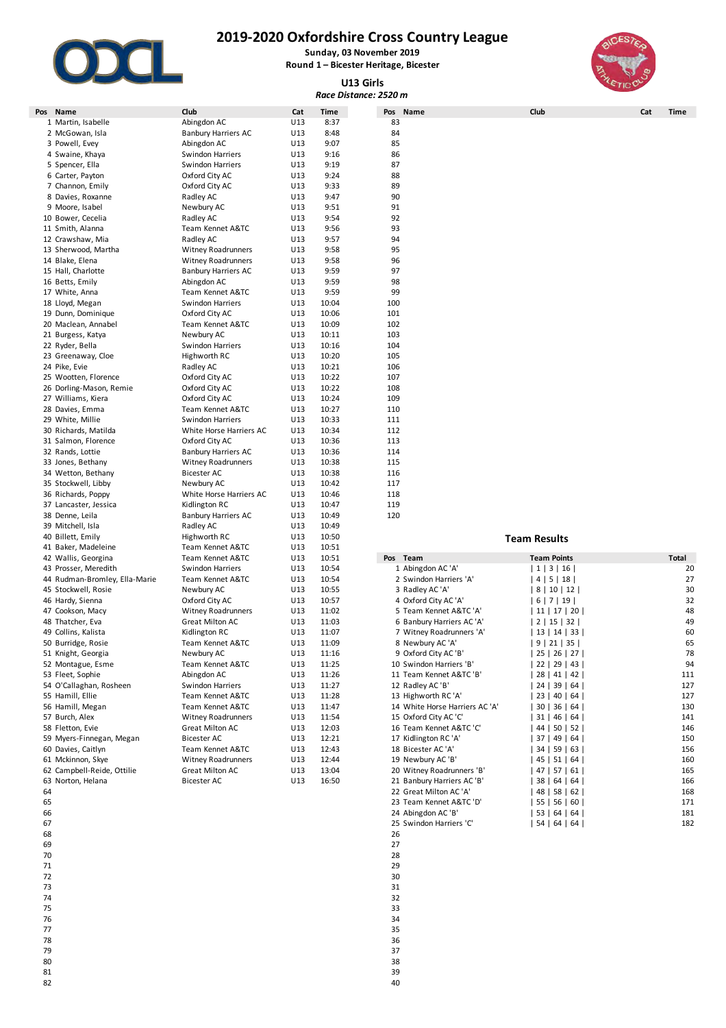# 2019-2020 Oxfordshire Cross Country League

**Sunday, 03 November 2019**
**Round 1 – Bicester Heritage, Bicester**

## U13 Girls

***Race Distance: 2520 m***

| Pos | Name | Club | Cat | Time |
|---|---|---|---|---|
| 1 | Martin, Isabelle | Abingdon AC | U13 | 8:37 |
| 2 | McGowan, Isla | Banbury Harriers AC | U13 | 8:48 |
| 3 | Powell, Evey | Abingdon AC | U13 | 9:07 |
| 4 | Swaine, Khaya | Swindon Harriers | U13 | 9:16 |
| 5 | Spencer, Ella | Swindon Harriers | U13 | 9:19 |
| 6 | Carter, Payton | Oxford City AC | U13 | 9:24 |
| 7 | Channon, Emily | Oxford City AC | U13 | 9:33 |
| 8 | Davies, Roxanne | Radley AC | U13 | 9:47 |
| 9 | Moore, Isabel | Newbury AC | U13 | 9:51 |
| 10 | Bower, Cecelia | Radley AC | U13 | 9:54 |
| 11 | Smith, Alanna | Team Kennet A&TC | U13 | 9:56 |
| 12 | Crawshaw, Mia | Radley AC | U13 | 9:57 |
| 13 | Sherwood, Martha | Witney Roadrunners | U13 | 9:58 |
| 14 | Blake, Elena | Witney Roadrunners | U13 | 9:58 |
| 15 | Hall, Charlotte | Banbury Harriers AC | U13 | 9:59 |
| 16 | Betts, Emily | Abingdon AC | U13 | 9:59 |
| 17 | White, Anna | Team Kennet A&TC | U13 | 9:59 |
| 18 | Lloyd, Megan | Swindon Harriers | U13 | 10:04 |
| 19 | Dunn, Dominique | Oxford City AC | U13 | 10:06 |
| 20 | Maclean, Annabel | Team Kennet A&TC | U13 | 10:09 |
| 21 | Burgess, Katya | Newbury AC | U13 | 10:11 |
| 22 | Ryder, Bella | Swindon Harriers | U13 | 10:16 |
| 23 | Greenaway, Cloe | Highworth RC | U13 | 10:20 |
| 24 | Pike, Evie | Radley AC | U13 | 10:21 |
| 25 | Wootten, Florence | Oxford City AC | U13 | 10:22 |
| 26 | Dorling-Mason, Remie | Oxford City AC | U13 | 10:22 |
| 27 | Williams, Kiera | Oxford City AC | U13 | 10:24 |
| 28 | Davies, Emma | Team Kennet A&TC | U13 | 10:27 |
| 29 | White, Millie | Swindon Harriers | U13 | 10:33 |
| 30 | Richards, Matilda | White Horse Harriers AC | U13 | 10:34 |
| 31 | Salmon, Florence | Oxford City AC | U13 | 10:36 |
| 32 | Rands, Lottie | Banbury Harriers AC | U13 | 10:36 |
| 33 | Jones, Bethany | Witney Roadrunners | U13 | 10:38 |
| 34 | Wetton, Bethany | Bicester AC | U13 | 10:38 |
| 35 | Stockwell, Libby | Newbury AC | U13 | 10:42 |
| 36 | Richards, Poppy | White Horse Harriers AC | U13 | 10:46 |
| 37 | Lancaster, Jessica | Kidlington RC | U13 | 10:47 |
| 38 | Denne, Leila | Banbury Harriers AC | U13 | 10:49 |
| 39 | Mitchell, Isla | Radley AC | U13 | 10:49 |
| 40 | Billett, Emily | Highworth RC | U13 | 10:50 |
| 41 | Baker, Madeleine | Team Kennet A&TC | U13 | 10:51 |
| 42 | Wallis, Georgina | Team Kennet A&TC | U13 | 10:51 |
| 43 | Prosser, Meredith | Swindon Harriers | U13 | 10:54 |
| 44 | Rudman-Bromley, Ella-Marie | Team Kennet A&TC | U13 | 10:54 |
| 45 | Stockwell, Rosie | Newbury AC | U13 | 10:55 |
| 46 | Hardy, Sienna | Oxford City AC | U13 | 10:57 |
| 47 | Cookson, Macy | Witney Roadrunners | U13 | 11:02 |
| 48 | Thatcher, Eva | Great Milton AC | U13 | 11:03 |
| 49 | Collins, Kalista | Kidlington RC | U13 | 11:07 |
| 50 | Burridge, Rosie | Team Kennet A&TC | U13 | 11:09 |
| 51 | Knight, Georgia | Newbury AC | U13 | 11:16 |
| 52 | Montague, Esme | Team Kennet A&TC | U13 | 11:25 |
| 53 | Fleet, Sophie | Abingdon AC | U13 | 11:26 |
| 54 | O'Callaghan, Rosheen | Swindon Harriers | U13 | 11:27 |
| 55 | Hamill, Ellie | Team Kennet A&TC | U13 | 11:28 |
| 56 | Hamill, Megan | Team Kennet A&TC | U13 | 11:47 |
| 57 | Burch, Alex | Witney Roadrunners | U13 | 11:54 |
| 58 | Fletton, Evie | Great Milton AC | U13 | 12:03 |
| 59 | Myers-Finnegan, Megan | Bicester AC | U13 | 12:21 |
| 60 | Davies, Caitlyn | Team Kennet A&TC | U13 | 12:43 |
| 61 | Mckinnon, Skye | Witney Roadrunners | U13 | 12:44 |
| 62 | Campbell-Reide, Ottilie | Great Milton AC | U13 | 13:04 |
| 63 | Norton, Helana | Bicester AC | U13 | 16:50 |

## Team Results

| Pos | Team | Team Points | Total |
|---|---|---|---|
| 1 | Abingdon AC 'A' | \| 1 \| 3 \| 16 \| | 20 |
| 2 | Swindon Harriers 'A' | \| 4 \| 5 \| 18 \| | 27 |
| 3 | Radley AC 'A' | \| 8 \| 10 \| 12 \| | 30 |
| 4 | Oxford City AC 'A' | \| 6 \| 7 \| 19 \| | 32 |
| 5 | Team Kennet A&TC 'A' | \| 11 \| 17 \| 20 \| | 48 |
| 6 | Banbury Harriers AC 'A' | \| 2 \| 15 \| 32 \| | 49 |
| 7 | Witney Roadrunners 'A' | \| 13 \| 14 \| 33 \| | 60 |
| 8 | Newbury AC 'A' | \| 9 \| 21 \| 35 \| | 65 |
| 9 | Oxford City AC 'B' | \| 25 \| 26 \| 27 \| | 78 |
| 10 | Swindon Harriers 'B' | \| 22 \| 29 \| 43 \| | 94 |
| 11 | Team Kennet A&TC 'B' | \| 28 \| 41 \| 42 \| | 111 |
| 12 | Radley AC 'B' | \| 24 \| 39 \| 64 \| | 127 |
| 13 | Highworth RC 'A' | \| 23 \| 40 \| 64 \| | 127 |
| 14 | White Horse Harriers AC 'A' | \| 30 \| 36 \| 64 \| | 130 |
| 15 | Oxford City AC 'C' | \| 31 \| 46 \| 64 \| | 141 |
| 16 | Team Kennet A&TC 'C' | \| 44 \| 50 \| 52 \| | 146 |
| 17 | Kidlington RC 'A' | \| 37 \| 49 \| 64 \| | 150 |
| 18 | Bicester AC 'A' | \| 34 \| 59 \| 63 \| | 156 |
| 19 | Newbury AC 'B' | \| 45 \| 51 \| 64 \| | 160 |
| 20 | Witney Roadrunners 'B' | \| 47 \| 57 \| 61 \| | 165 |
| 21 | Banbury Harriers AC 'B' | \| 38 \| 64 \| 64 \| | 166 |
| 22 | Great Milton AC 'A' | \| 48 \| 58 \| 62 \| | 168 |
| 23 | Team Kennet A&TC 'D' | \| 55 \| 56 \| 60 \| | 171 |
| 24 | Abingdon AC 'B' | \| 53 \| 64 \| 64 \| | 181 |
| 25 | Swindon Harriers 'C' | \| 54 \| 64 \| 64 \| | 182 |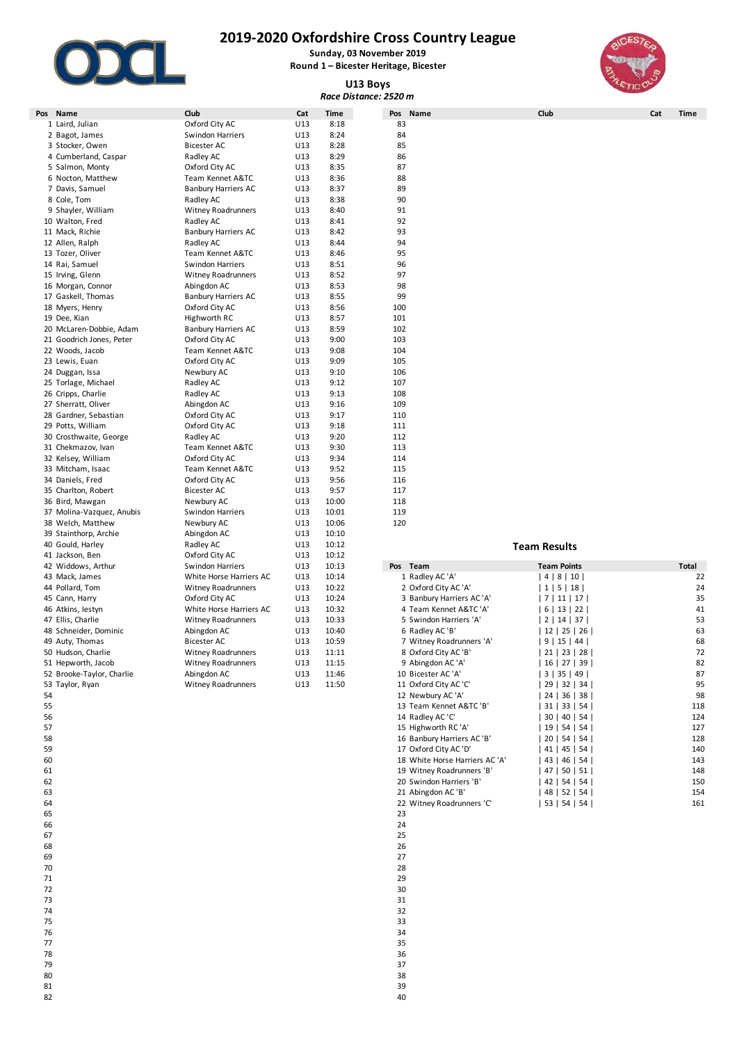# 2019-2020 Oxfordshire Cross Country League

**Sunday, 03 November 2019**
**Round 1 – Bicester Heritage, Bicester**

## U13 Boys

*Race Distance: 2520 m*

| Pos | Name | Club | Cat | Time |
|---|---|---|---|---|
| 1 | Laird, Julian | Oxford City AC | U13 | 8:18 |
| 2 | Bagot, James | Swindon Harriers | U13 | 8:24 |
| 3 | Stocker, Owen | Bicester AC | U13 | 8:28 |
| 4 | Cumberland, Caspar | Radley AC | U13 | 8:29 |
| 5 | Salmon, Monty | Oxford City AC | U13 | 8:35 |
| 6 | Nocton, Matthew | Team Kennet A&TC | U13 | 8:36 |
| 7 | Davis, Samuel | Banbury Harriers AC | U13 | 8:37 |
| 8 | Cole, Tom | Radley AC | U13 | 8:38 |
| 9 | Shayler, William | Witney Roadrunners | U13 | 8:40 |
| 10 | Walton, Fred | Radley AC | U13 | 8:41 |
| 11 | Mack, Richie | Banbury Harriers AC | U13 | 8:42 |
| 12 | Allen, Ralph | Radley AC | U13 | 8:44 |
| 13 | Tozer, Oliver | Team Kennet A&TC | U13 | 8:46 |
| 14 | Rai, Samuel | Swindon Harriers | U13 | 8:51 |
| 15 | Irving, Glenn | Witney Roadrunners | U13 | 8:52 |
| 16 | Morgan, Connor | Abingdon AC | U13 | 8:53 |
| 17 | Gaskell, Thomas | Banbury Harriers AC | U13 | 8:55 |
| 18 | Myers, Henry | Oxford City AC | U13 | 8:56 |
| 19 | Dee, Kian | Highworth RC | U13 | 8:57 |
| 20 | McLaren-Dobbie, Adam | Banbury Harriers AC | U13 | 8:59 |
| 21 | Goodrich Jones, Peter | Oxford City AC | U13 | 9:00 |
| 22 | Woods, Jacob | Team Kennet A&TC | U13 | 9:08 |
| 23 | Lewis, Euan | Oxford City AC | U13 | 9:09 |
| 24 | Duggan, Issa | Newbury AC | U13 | 9:10 |
| 25 | Torlage, Michael | Radley AC | U13 | 9:12 |
| 26 | Cripps, Charlie | Radley AC | U13 | 9:13 |
| 27 | Sherratt, Oliver | Abingdon AC | U13 | 9:16 |
| 28 | Gardner, Sebastian | Oxford City AC | U13 | 9:17 |
| 29 | Potts, William | Oxford City AC | U13 | 9:18 |
| 30 | Crosthwaite, George | Radley AC | U13 | 9:20 |
| 31 | Chekmazov, Ivan | Team Kennet A&TC | U13 | 9:30 |
| 32 | Kelsey, William | Oxford City AC | U13 | 9:34 |
| 33 | Mitcham, Isaac | Team Kennet A&TC | U13 | 9:52 |
| 34 | Daniels, Fred | Oxford City AC | U13 | 9:56 |
| 35 | Charlton, Robert | Bicester AC | U13 | 9:57 |
| 36 | Bird, Mawgan | Newbury AC | U13 | 10:00 |
| 37 | Molina-Vazquez, Anubis | Swindon Harriers | U13 | 10:01 |
| 38 | Welch, Matthew | Newbury AC | U13 | 10:06 |
| 39 | Stainthorp, Archie | Abingdon AC | U13 | 10:10 |
| 40 | Gould, Harley | Radley AC | U13 | 10:12 |
| 41 | Jackson, Ben | Oxford City AC | U13 | 10:12 |
| 42 | Widdows, Arthur | Swindon Harriers | U13 | 10:13 |
| 43 | Mack, James | White Horse Harriers AC | U13 | 10:14 |
| 44 | Pollard, Tom | Witney Roadrunners | U13 | 10:22 |
| 45 | Cann, Harry | Oxford City AC | U13 | 10:24 |
| 46 | Atkins, Iestyn | White Horse Harriers AC | U13 | 10:32 |
| 47 | Ellis, Charlie | Witney Roadrunners | U13 | 10:33 |
| 48 | Schneider, Dominic | Abingdon AC | U13 | 10:40 |
| 49 | Auty, Thomas | Bicester AC | U13 | 10:59 |
| 50 | Hudson, Charlie | Witney Roadrunners | U13 | 11:11 |
| 51 | Hepworth, Jacob | Witney Roadrunners | U13 | 11:15 |
| 52 | Brooke-Taylor, Charlie | Abingdon AC | U13 | 11:46 |
| 53 | Taylor, Ryan | Witney Roadrunners | U13 | 11:50 |

## Team Results

| Pos | Team | Team Points | Total |
|---|---|---|---|
| 1 | Radley AC 'A' | \| 4 \| 8 \| 10 \| | 22 |
| 2 | Oxford City AC 'A' | \| 1 \| 5 \| 18 \| | 24 |
| 3 | Banbury Harriers AC 'A' | \| 7 \| 11 \| 17 \| | 35 |
| 4 | Team Kennet A&TC 'A' | \| 6 \| 13 \| 22 \| | 41 |
| 5 | Swindon Harriers 'A' | \| 2 \| 14 \| 37 \| | 53 |
| 6 | Radley AC 'B' | \| 12 \| 25 \| 26 \| | 63 |
| 7 | Witney Roadrunners 'A' | \| 9 \| 15 \| 44 \| | 68 |
| 8 | Oxford City AC 'B' | \| 21 \| 23 \| 28 \| | 72 |
| 9 | Abingdon AC 'A' | \| 16 \| 27 \| 39 \| | 82 |
| 10 | Bicester AC 'A' | \| 3 \| 35 \| 49 \| | 87 |
| 11 | Oxford City AC 'C' | \| 29 \| 32 \| 34 \| | 95 |
| 12 | Newbury AC 'A' | \| 24 \| 36 \| 38 \| | 98 |
| 13 | Team Kennet A&TC 'B' | \| 31 \| 33 \| 54 \| | 118 |
| 14 | Radley AC 'C' | \| 30 \| 40 \| 54 \| | 124 |
| 15 | Highworth RC 'A' | \| 19 \| 54 \| 54 \| | 127 |
| 16 | Banbury Harriers AC 'B' | \| 20 \| 54 \| 54 \| | 128 |
| 17 | Oxford City AC 'D' | \| 41 \| 45 \| 54 \| | 140 |
| 18 | White Horse Harriers AC 'A' | \| 43 \| 46 \| 54 \| | 143 |
| 19 | Witney Roadrunners 'B' | \| 47 \| 50 \| 51 \| | 148 |
| 20 | Swindon Harriers 'B' | \| 42 \| 54 \| 54 \| | 150 |
| 21 | Abingdon AC 'B' | \| 48 \| 52 \| 54 \| | 154 |
| 22 | Witney Roadrunners 'C' | \| 53 \| 54 \| 54 \| | 161 |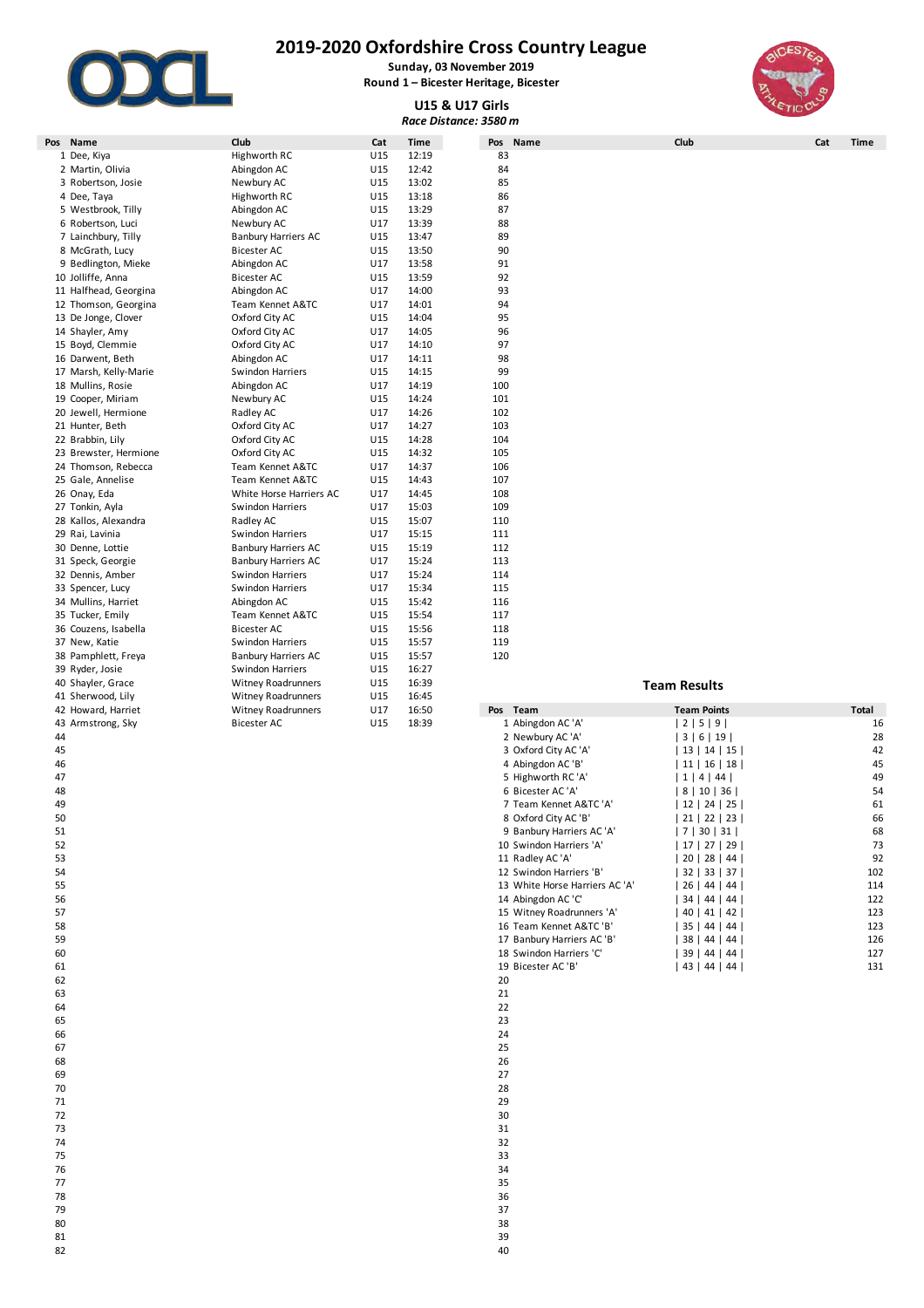# 2019-2020 Oxfordshire Cross Country League

**Sunday, 03 November 2019**
**Round 1 – Bicester Heritage, Bicester**

## U15 & U17 Girls

*Race Distance: 3580 m*

| Pos | Name | Club | Cat | Time |
|---|---|---|---|---|
| 1 | Dee, Kiya | Highworth RC | U15 | 12:19 |
| 2 | Martin, Olivia | Abingdon AC | U15 | 12:42 |
| 3 | Robertson, Josie | Newbury AC | U15 | 13:02 |
| 4 | Dee, Taya | Highworth RC | U15 | 13:18 |
| 5 | Westbrook, Tilly | Abingdon AC | U15 | 13:29 |
| 6 | Robertson, Luci | Newbury AC | U17 | 13:39 |
| 7 | Lainchbury, Tilly | Banbury Harriers AC | U15 | 13:47 |
| 8 | McGrath, Lucy | Bicester AC | U15 | 13:50 |
| 9 | Bedlington, Mieke | Abingdon AC | U17 | 13:58 |
| 10 | Jolliffe, Anna | Bicester AC | U15 | 13:59 |
| 11 | Halfhead, Georgina | Abingdon AC | U17 | 14:00 |
| 12 | Thomson, Georgina | Team Kennet A&TC | U17 | 14:01 |
| 13 | De Jonge, Clover | Oxford City AC | U15 | 14:04 |
| 14 | Shayler, Amy | Oxford City AC | U17 | 14:05 |
| 15 | Boyd, Clemmie | Oxford City AC | U15 | 14:10 |
| 16 | Darwent, Beth | Abingdon AC | U17 | 14:11 |
| 17 | Marsh, Kelly-Marie | Swindon Harriers | U15 | 14:15 |
| 18 | Mullins, Rosie | Abingdon AC | U17 | 14:19 |
| 19 | Cooper, Miriam | Newbury AC | U15 | 14:24 |
| 20 | Jewell, Hermione | Radley AC | U17 | 14:26 |
| 21 | Hunter, Beth | Oxford City AC | U17 | 14:27 |
| 22 | Brabbin, Lily | Oxford City AC | U15 | 14:28 |
| 23 | Brewster, Hermione | Oxford City AC | U15 | 14:32 |
| 24 | Thomson, Rebecca | Team Kennet A&TC | U17 | 14:37 |
| 25 | Gale, Annelise | Team Kennet A&TC | U15 | 14:43 |
| 26 | Onay, Eda | White Horse Harriers AC | U17 | 14:45 |
| 27 | Tonkin, Ayla | Swindon Harriers | U17 | 15:03 |
| 28 | Kallos, Alexandra | Radley AC | U15 | 15:07 |
| 29 | Rai, Lavinia | Swindon Harriers | U17 | 15:15 |
| 30 | Denne, Lottie | Banbury Harriers AC | U15 | 15:19 |
| 31 | Speck, Georgie | Banbury Harriers AC | U17 | 15:24 |
| 32 | Dennis, Amber | Swindon Harriers | U17 | 15:24 |
| 33 | Spencer, Lucy | Swindon Harriers | U17 | 15:34 |
| 34 | Mullins, Harriet | Abingdon AC | U15 | 15:42 |
| 35 | Tucker, Emily | Team Kennet A&TC | U15 | 15:54 |
| 36 | Couzens, Isabella | Bicester AC | U15 | 15:56 |
| 37 | New, Katie | Swindon Harriers | U15 | 15:57 |
| 38 | Pamphlett, Freya | Banbury Harriers AC | U15 | 15:57 |
| 39 | Ryder, Josie | Swindon Harriers | U15 | 16:27 |
| 40 | Shayler, Grace | Witney Roadrunners | U15 | 16:39 |
| 41 | Sherwood, Lily | Witney Roadrunners | U15 | 16:45 |
| 42 | Howard, Harriet | Witney Roadrunners | U17 | 16:50 |
| 43 | Armstrong, Sky | Bicester AC | U15 | 18:39 |

## Team Results

| Pos | Team | Team Points | Total |
|---|---|---|---|
| 1 | Abingdon AC 'A' | \| 2 \| 5 \| 9 \| | 16 |
| 2 | Newbury AC 'A' | \| 3 \| 6 \| 19 \| | 28 |
| 3 | Oxford City AC 'A' | \| 13 \| 14 \| 15 \| | 42 |
| 4 | Abingdon AC 'B' | \| 11 \| 16 \| 18 \| | 45 |
| 5 | Highworth RC 'A' | \| 1 \| 4 \| 44 \| | 49 |
| 6 | Bicester AC 'A' | \| 8 \| 10 \| 36 \| | 54 |
| 7 | Team Kennet A&TC 'A' | \| 12 \| 24 \| 25 \| | 61 |
| 8 | Oxford City AC 'B' | \| 21 \| 22 \| 23 \| | 66 |
| 9 | Banbury Harriers AC 'A' | \| 7 \| 30 \| 31 \| | 68 |
| 10 | Swindon Harriers 'A' | \| 17 \| 27 \| 29 \| | 73 |
| 11 | Radley AC 'A' | \| 20 \| 28 \| 44 \| | 92 |
| 12 | Swindon Harriers 'B' | \| 32 \| 33 \| 37 \| | 102 |
| 13 | White Horse Harriers AC 'A' | \| 26 \| 44 \| 44 \| | 114 |
| 14 | Abingdon AC 'C' | \| 34 \| 44 \| 44 \| | 122 |
| 15 | Witney Roadrunners 'A' | \| 40 \| 41 \| 42 \| | 123 |
| 16 | Team Kennet A&TC 'B' | \| 35 \| 44 \| 44 \| | 123 |
| 17 | Banbury Harriers AC 'B' | \| 38 \| 44 \| 44 \| | 126 |
| 18 | Swindon Harriers 'C' | \| 39 \| 44 \| 44 \| | 127 |
| 19 | Bicester AC 'B' | \| 43 \| 44 \| 44 \| | 131 |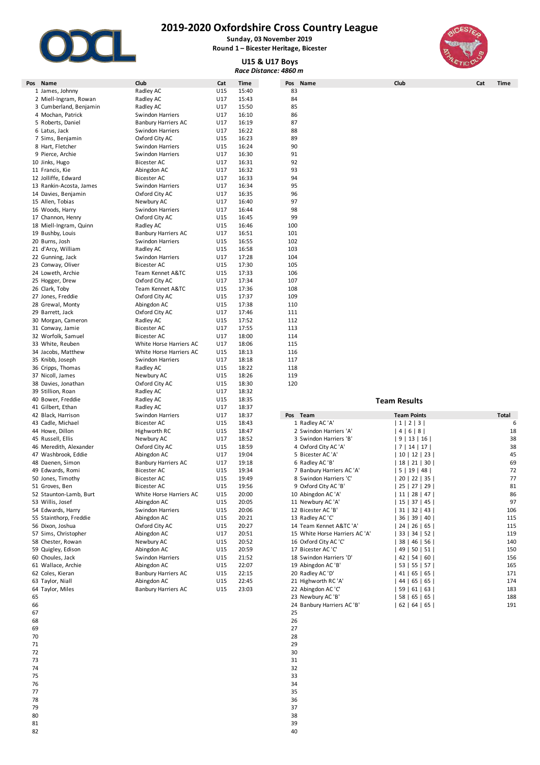# 2019-2020 Oxfordshire Cross Country League

**Sunday, 03 November 2019**
**Round 1 – Bicester Heritage, Bicester**

## U15 & U17 Boys

*Race Distance: 4860 m*

| Pos | Name | Club | Cat | Time |
|---|---|---|---|---|
| 1 | James, Johnny | Radley AC | U15 | 15:40 |
| 2 | Miell-Ingram, Rowan | Radley AC | U17 | 15:43 |
| 3 | Cumberland, Benjamin | Radley AC | U17 | 15:50 |
| 4 | Mochan, Patrick | Swindon Harriers | U17 | 16:10 |
| 5 | Roberts, Daniel | Banbury Harriers AC | U17 | 16:19 |
| 6 | Latus, Jack | Swindon Harriers | U17 | 16:22 |
| 7 | Sims, Benjamin | Oxford City AC | U15 | 16:23 |
| 8 | Hart, Fletcher | Swindon Harriers | U15 | 16:24 |
| 9 | Pierce, Archie | Swindon Harriers | U17 | 16:30 |
| 10 | Jinks, Hugo | Bicester AC | U17 | 16:31 |
| 11 | Francis, Kie | Abingdon AC | U17 | 16:32 |
| 12 | Jolliffe, Edward | Bicester AC | U17 | 16:33 |
| 13 | Rankin-Acosta, James | Swindon Harriers | U17 | 16:34 |
| 14 | Davies, Benjamin | Oxford City AC | U17 | 16:35 |
| 15 | Allen, Tobias | Newbury AC | U17 | 16:40 |
| 16 | Woods, Harry | Swindon Harriers | U17 | 16:44 |
| 17 | Channon, Henry | Oxford City AC | U15 | 16:45 |
| 18 | Miell-Ingram, Quinn | Radley AC | U15 | 16:46 |
| 19 | Bushby, Louis | Banbury Harriers AC | U17 | 16:51 |
| 20 | Burns, Josh | Swindon Harriers | U15 | 16:55 |
| 21 | d'Arcy, William | Radley AC | U15 | 16:58 |
| 22 | Gunning, Jack | Swindon Harriers | U17 | 17:28 |
| 23 | Conway, Oliver | Bicester AC | U15 | 17:30 |
| 24 | Loweth, Archie | Team Kennet A&TC | U15 | 17:33 |
| 25 | Hogger, Drew | Oxford City AC | U17 | 17:34 |
| 26 | Clark, Toby | Team Kennet A&TC | U15 | 17:36 |
| 27 | Jones, Freddie | Oxford City AC | U15 | 17:37 |
| 28 | Grewal, Monty | Abingdon AC | U15 | 17:38 |
| 29 | Barrett, Jack | Oxford City AC | U17 | 17:46 |
| 30 | Morgan, Cameron | Radley AC | U15 | 17:52 |
| 31 | Conway, Jamie | Bicester AC | U17 | 17:55 |
| 32 | Worfolk, Samuel | Bicester AC | U17 | 18:00 |
| 33 | White, Reuben | White Horse Harriers AC | U17 | 18:06 |
| 34 | Jacobs, Matthew | White Horse Harriers AC | U15 | 18:13 |
| 35 | Knibb, Joseph | Swindon Harriers | U17 | 18:18 |
| 36 | Cripps, Thomas | Radley AC | U15 | 18:22 |
| 37 | Nicoll, James | Newbury AC | U15 | 18:26 |
| 38 | Davies, Jonathan | Oxford City AC | U15 | 18:30 |
| 39 | Stillion, Roan | Radley AC | U17 | 18:32 |
| 40 | Bower, Freddie | Radley AC | U15 | 18:35 |
| 41 | Gilbert, Ethan | Radley AC | U17 | 18:37 |
| 42 | Black, Harrison | Swindon Harriers | U17 | 18:37 |
| 43 | Cadle, Michael | Bicester AC | U15 | 18:43 |
| 44 | Howe, Dillon | Highworth RC | U15 | 18:47 |
| 45 | Russell, Ellis | Newbury AC | U17 | 18:52 |
| 46 | Meredith, Alexander | Oxford City AC | U15 | 18:59 |
| 47 | Washbrook, Eddie | Abingdon AC | U17 | 19:04 |
| 48 | Daenen, Simon | Banbury Harriers AC | U17 | 19:18 |
| 49 | Edwards, Romi | Bicester AC | U15 | 19:34 |
| 50 | Jones, Timothy | Bicester AC | U15 | 19:49 |
| 51 | Groves, Ben | Bicester AC | U15 | 19:56 |
| 52 | Staunton-Lamb, Burt | White Horse Harriers AC | U15 | 20:00 |
| 53 | Willis, Josef | Abingdon AC | U15 | 20:05 |
| 54 | Edwards, Harry | Swindon Harriers | U15 | 20:06 |
| 55 | Stainthorp, Freddie | Abingdon AC | U15 | 20:21 |
| 56 | Dixon, Joshua | Oxford City AC | U15 | 20:27 |
| 57 | Sims, Christopher | Abingdon AC | U17 | 20:51 |
| 58 | Chester, Rowan | Newbury AC | U15 | 20:52 |
| 59 | Quigley, Edison | Abingdon AC | U15 | 20:59 |
| 60 | Choules, Jack | Swindon Harriers | U15 | 21:52 |
| 61 | Wallace, Archie | Abingdon AC | U15 | 22:07 |
| 62 | Coles, Kieran | Banbury Harriers AC | U15 | 22:15 |
| 63 | Taylor, Niall | Abingdon AC | U15 | 22:45 |
| 64 | Taylor, Miles | Banbury Harriers AC | U15 | 23:03 |

## Team Results

| Pos | Team | Team Points | Total |
|---|---|---|---|
| 1 | Radley AC 'A' | \| 1 \| 2 \| 3 \| | 6 |
| 2 | Swindon Harriers 'A' | \| 4 \| 6 \| 8 \| | 18 |
| 3 | Swindon Harriers 'B' | \| 9 \| 13 \| 16 \| | 38 |
| 4 | Oxford City AC 'A' | \| 7 \| 14 \| 17 \| | 38 |
| 5 | Bicester AC 'A' | \| 10 \| 12 \| 23 \| | 45 |
| 6 | Radley AC 'B' | \| 18 \| 21 \| 30 \| | 69 |
| 7 | Banbury Harriers AC 'A' | \| 5 \| 19 \| 48 \| | 72 |
| 8 | Swindon Harriers 'C' | \| 20 \| 22 \| 35 \| | 77 |
| 9 | Oxford City AC 'B' | \| 25 \| 27 \| 29 \| | 81 |
| 10 | Abingdon AC 'A' | \| 11 \| 28 \| 47 \| | 86 |
| 11 | Newbury AC 'A' | \| 15 \| 37 \| 45 \| | 97 |
| 12 | Bicester AC 'B' | \| 31 \| 32 \| 43 \| | 106 |
| 13 | Radley AC 'C' | \| 36 \| 39 \| 40 \| | 115 |
| 14 | Team Kennet A&TC 'A' | \| 24 \| 26 \| 65 \| | 115 |
| 15 | White Horse Harriers AC 'A' | \| 33 \| 34 \| 52 \| | 119 |
| 16 | Oxford City AC 'C' | \| 38 \| 46 \| 56 \| | 140 |
| 17 | Bicester AC 'C' | \| 49 \| 50 \| 51 \| | 150 |
| 18 | Swindon Harriers 'D' | \| 42 \| 54 \| 60 \| | 156 |
| 19 | Abingdon AC 'B' | \| 53 \| 55 \| 57 \| | 165 |
| 20 | Radley AC 'D' | \| 41 \| 65 \| 65 \| | 171 |
| 21 | Highworth RC 'A' | \| 44 \| 65 \| 65 \| | 174 |
| 22 | Abingdon AC 'C' | \| 59 \| 61 \| 63 \| | 183 |
| 23 | Newbury AC 'B' | \| 58 \| 65 \| 65 \| | 188 |
| 24 | Banbury Harriers AC 'B' | \| 62 \| 64 \| 65 \| | 191 |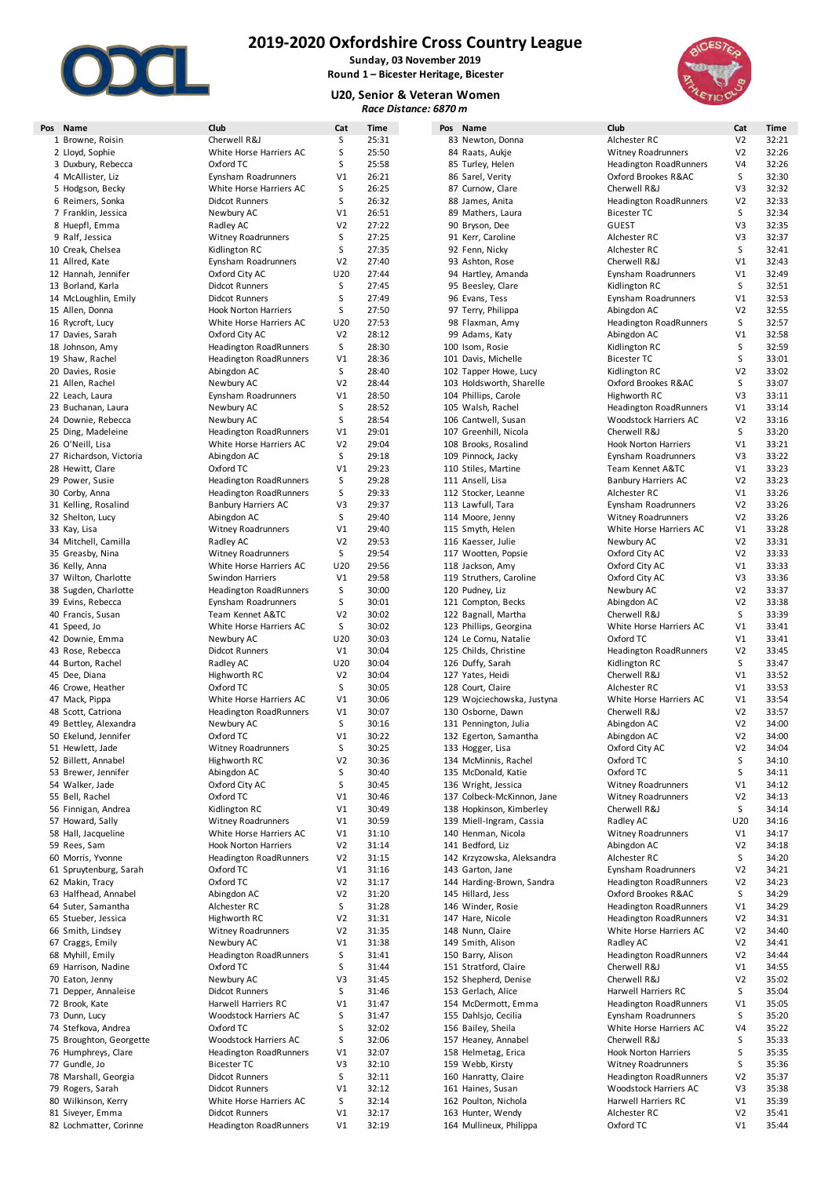# 2019-2020 Oxfordshire Cross Country League

**Sunday, 03 November 2019**
**Round 1 – Bicester Heritage, Bicester**

## U20, Senior & Veteran Women

*Race Distance: 6870 m*

| Pos | Name | Club | Cat | Time |
|---|---|---|---|---|
| 1 | Browne, Roisin | Cherwell R&J | S | 25:31 |
| 2 | Lloyd, Sophie | White Horse Harriers AC | S | 25:50 |
| 3 | Duxbury, Rebecca | Oxford TC | S | 25:58 |
| 4 | McAllister, Liz | Eynsham Roadrunners | V1 | 26:21 |
| 5 | Hodgson, Becky | White Horse Harriers AC | S | 26:25 |
| 6 | Reimers, Sonka | Didcot Runners | S | 26:32 |
| 7 | Franklin, Jessica | Newbury AC | V1 | 26:51 |
| 8 | Huepfl, Emma | Radley AC | V2 | 27:22 |
| 9 | Ralf, Jessica | Witney Roadrunners | S | 27:25 |
| 10 | Creak, Chelsea | Kidlington RC | S | 27:35 |
| 11 | Allred, Kate | Eynsham Roadrunners | V2 | 27:40 |
| 12 | Hannah, Jennifer | Oxford City AC | U20 | 27:44 |
| 13 | Borland, Karla | Didcot Runners | S | 27:45 |
| 14 | McLoughlin, Emily | Didcot Runners | S | 27:49 |
| 15 | Allen, Donna | Hook Norton Harriers | S | 27:50 |
| 16 | Rycroft, Lucy | White Horse Harriers AC | U20 | 27:53 |
| 17 | Davies, Sarah | Oxford City AC | V2 | 28:12 |
| 18 | Johnson, Amy | Headington RoadRunners | S | 28:30 |
| 19 | Shaw, Rachel | Headington RoadRunners | V1 | 28:36 |
| 20 | Davies, Rosie | Abingdon AC | S | 28:40 |
| 21 | Allen, Rachel | Newbury AC | V2 | 28:44 |
| 22 | Leach, Laura | Eynsham Roadrunners | V1 | 28:50 |
| 23 | Buchanan, Laura | Newbury AC | S | 28:52 |
| 24 | Downie, Rebecca | Newbury AC | S | 28:54 |
| 25 | Ding, Madeleine | Headington RoadRunners | V1 | 29:01 |
| 26 | O'Neill, Lisa | White Horse Harriers AC | V2 | 29:04 |
| 27 | Richardson, Victoria | Abingdon AC | S | 29:18 |
| 28 | Hewitt, Clare | Oxford TC | V1 | 29:23 |
| 29 | Power, Susie | Headington RoadRunners | S | 29:28 |
| 30 | Corby, Anna | Headington RoadRunners | S | 29:33 |
| 31 | Kelling, Rosalind | Banbury Harriers AC | V3 | 29:37 |
| 32 | Shelton, Lucy | Abingdon AC | S | 29:40 |
| 33 | Kay, Lisa | Witney Roadrunners | V1 | 29:40 |
| 34 | Mitchell, Camilla | Radley AC | V2 | 29:53 |
| 35 | Greasby, Nina | Witney Roadrunners | S | 29:54 |
| 36 | Kelly, Anna | White Horse Harriers AC | U20 | 29:56 |
| 37 | Wilton, Charlotte | Swindon Harriers | V1 | 29:58 |
| 38 | Sugden, Charlotte | Headington RoadRunners | S | 30:00 |
| 39 | Evins, Rebecca | Eynsham Roadrunners | S | 30:01 |
| 40 | Francis, Susan | Team Kennet A&TC | V2 | 30:02 |
| 41 | Speed, Jo | White Horse Harriers AC | S | 30:02 |
| 42 | Downie, Emma | Newbury AC | U20 | 30:03 |
| 43 | Rose, Rebecca | Didcot Runners | V1 | 30:04 |
| 44 | Burton, Rachel | Radley AC | U20 | 30:04 |
| 45 | Dee, Diana | Highworth RC | V2 | 30:04 |
| 46 | Crowe, Heather | Oxford TC | S | 30:05 |
| 47 | Mack, Pippa | White Horse Harriers AC | V1 | 30:06 |
| 48 | Scott, Catriona | Headington RoadRunners | V1 | 30:07 |
| 49 | Bettley, Alexandra | Newbury AC | S | 30:16 |
| 50 | Ekelund, Jennifer | Oxford TC | V1 | 30:22 |
| 51 | Hewlett, Jade | Witney Roadrunners | S | 30:25 |
| 52 | Billett, Annabel | Highworth RC | V2 | 30:36 |
| 53 | Brewer, Jennifer | Abingdon AC | S | 30:40 |
| 54 | Walker, Jade | Oxford City AC | S | 30:45 |
| 55 | Bell, Rachel | Oxford TC | V1 | 30:46 |
| 56 | Finnigan, Andrea | Kidlington RC | V1 | 30:49 |
| 57 | Howard, Sally | Witney Roadrunners | V1 | 30:59 |
| 58 | Hall, Jacqueline | White Horse Harriers AC | V1 | 31:10 |
| 59 | Rees, Sam | Hook Norton Harriers | V2 | 31:14 |
| 60 | Morris, Yvonne | Headington RoadRunners | V2 | 31:15 |
| 61 | Spruytenburg, Sarah | Oxford TC | V1 | 31:16 |
| 62 | Makin, Tracy | Oxford TC | V2 | 31:17 |
| 63 | Halfhead, Annabel | Abingdon AC | V2 | 31:20 |
| 64 | Suter, Samantha | Alchester RC | S | 31:28 |
| 65 | Stueber, Jessica | Highworth RC | V2 | 31:31 |
| 66 | Smith, Lindsey | Witney Roadrunners | V2 | 31:35 |
| 67 | Craggs, Emily | Newbury AC | V1 | 31:38 |
| 68 | Myhill, Emily | Headington RoadRunners | S | 31:41 |
| 69 | Harrison, Nadine | Oxford TC | S | 31:44 |
| 70 | Eaton, Jenny | Newbury AC | V3 | 31:45 |
| 71 | Depper, Annaleise | Didcot Runners | S | 31:46 |
| 72 | Brook, Kate | Harwell Harriers RC | V1 | 31:47 |
| 73 | Dunn, Lucy | Woodstock Harriers AC | S | 31:47 |
| 74 | Stefkova, Andrea | Oxford TC | S | 32:02 |
| 75 | Broughton, Georgette | Woodstock Harriers AC | S | 32:06 |
| 76 | Humphreys, Clare | Headington RoadRunners | V1 | 32:07 |
| 77 | Gundle, Jo | Bicester TC | V3 | 32:10 |
| 78 | Marshall, Georgia | Didcot Runners | S | 32:11 |
| 79 | Rogers, Sarah | Didcot Runners | V1 | 32:12 |
| 80 | Wilkinson, Kerry | White Horse Harriers AC | S | 32:14 |
| 81 | Siveyer, Emma | Didcot Runners | V1 | 32:17 |
| 82 | Lochmatter, Corinne | Headington RoadRunners | V1 | 32:19 |
| 83 | Newton, Donna | Alchester RC | V2 | 32:21 |
| 84 | Raats, Aukje | Witney Roadrunners | V2 | 32:26 |
| 85 | Turley, Helen | Headington RoadRunners | V4 | 32:26 |
| 86 | Sarel, Verity | Oxford Brookes R&AC | S | 32:30 |
| 87 | Curnow, Clare | Cherwell R&J | V3 | 32:32 |
| 88 | James, Anita | Headington RoadRunners | V2 | 32:33 |
| 89 | Mathers, Laura | Bicester TC | S | 32:34 |
| 90 | Bryson, Dee | GUEST | V3 | 32:35 |
| 91 | Kerr, Caroline | Alchester RC | V3 | 32:37 |
| 92 | Fenn, Nicky | Alchester RC | S | 32:41 |
| 93 | Ashton, Rose | Cherwell R&J | V1 | 32:43 |
| 94 | Hartley, Amanda | Eynsham Roadrunners | V1 | 32:49 |
| 95 | Beesley, Clare | Kidlington RC | S | 32:51 |
| 96 | Evans, Tess | Eynsham Roadrunners | V1 | 32:53 |
| 97 | Terry, Philippa | Abingdon AC | V2 | 32:55 |
| 98 | Flaxman, Amy | Headington RoadRunners | S | 32:57 |
| 99 | Adams, Katy | Abingdon AC | V1 | 32:58 |
| 100 | Isom, Rosie | Kidlington RC | S | 32:59 |
| 101 | Davis, Michelle | Bicester TC | S | 33:01 |
| 102 | Tapper Howe, Lucy | Kidlington RC | V2 | 33:02 |
| 103 | Holdsworth, Sharelle | Oxford Brookes R&AC | S | 33:07 |
| 104 | Phillips, Carole | Highworth RC | V3 | 33:11 |
| 105 | Walsh, Rachel | Headington RoadRunners | V1 | 33:14 |
| 106 | Cantwell, Susan | Woodstock Harriers AC | V2 | 33:16 |
| 107 | Greenhill, Nicola | Cherwell R&J | S | 33:20 |
| 108 | Brooks, Rosalind | Hook Norton Harriers | V1 | 33:21 |
| 109 | Pinnock, Jacky | Eynsham Roadrunners | V3 | 33:22 |
| 110 | Stiles, Martine | Team Kennet A&TC | V1 | 33:23 |
| 111 | Ansell, Lisa | Banbury Harriers AC | V2 | 33:23 |
| 112 | Stocker, Leanne | Alchester RC | V1 | 33:26 |
| 113 | Lawfull, Tara | Eynsham Roadrunners | V2 | 33:26 |
| 114 | Moore, Jenny | Witney Roadrunners | V2 | 33:26 |
| 115 | Smyth, Helen | White Horse Harriers AC | V1 | 33:28 |
| 116 | Kaesser, Julie | Newbury AC | V2 | 33:31 |
| 117 | Wootten, Popsie | Oxford City AC | V2 | 33:33 |
| 118 | Jackson, Amy | Oxford City AC | V1 | 33:33 |
| 119 | Struthers, Caroline | Oxford City AC | V3 | 33:36 |
| 120 | Pudney, Liz | Newbury AC | V2 | 33:37 |
| 121 | Compton, Becks | Abingdon AC | V2 | 33:38 |
| 122 | Bagnall, Martha | Cherwell R&J | S | 33:39 |
| 123 | Phillips, Georgina | White Horse Harriers AC | V1 | 33:41 |
| 124 | Le Cornu, Natalie | Oxford TC | V1 | 33:41 |
| 125 | Childs, Christine | Headington RoadRunners | V2 | 33:45 |
| 126 | Duffy, Sarah | Kidlington RC | S | 33:47 |
| 127 | Yates, Heidi | Cherwell R&J | V1 | 33:52 |
| 128 | Court, Claire | Alchester RC | V1 | 33:53 |
| 129 | Wojciechowska, Justyna | White Horse Harriers AC | V1 | 33:54 |
| 130 | Osborne, Dawn | Cherwell R&J | V2 | 33:57 |
| 131 | Pennington, Julia | Abingdon AC | V2 | 34:00 |
| 132 | Egerton, Samantha | Abingdon AC | V2 | 34:00 |
| 133 | Hogger, Lisa | Oxford City AC | V2 | 34:04 |
| 134 | McMinnis, Rachel | Oxford TC | S | 34:10 |
| 135 | McDonald, Katie | Oxford TC | S | 34:11 |
| 136 | Wright, Jessica | Witney Roadrunners | V1 | 34:12 |
| 137 | Colbeck-McKinnon, Jane | Witney Roadrunners | V2 | 34:13 |
| 138 | Hopkinson, Kimberley | Cherwell R&J | S | 34:14 |
| 139 | Miell-Ingram, Cassia | Radley AC | U20 | 34:16 |
| 140 | Henman, Nicola | Witney Roadrunners | V1 | 34:17 |
| 141 | Bedford, Liz | Abingdon AC | V2 | 34:18 |
| 142 | Krzyzowska, Aleksandra | Alchester RC | S | 34:20 |
| 143 | Garton, Jane | Eynsham Roadrunners | V2 | 34:21 |
| 144 | Harding-Brown, Sandra | Headington RoadRunners | V2 | 34:23 |
| 145 | Hillard, Jess | Oxford Brookes R&AC | S | 34:29 |
| 146 | Winder, Rosie | Headington RoadRunners | V1 | 34:29 |
| 147 | Hare, Nicole | Headington RoadRunners | V2 | 34:31 |
| 148 | Nunn, Claire | White Horse Harriers AC | V2 | 34:40 |
| 149 | Smith, Alison | Radley AC | V2 | 34:41 |
| 150 | Barry, Alison | Headington RoadRunners | V2 | 34:44 |
| 151 | Stratford, Claire | Cherwell R&J | V1 | 34:55 |
| 152 | Shepherd, Denise | Cherwell R&J | V2 | 35:02 |
| 153 | Gerlach, Alice | Harwell Harriers RC | S | 35:04 |
| 154 | McDermott, Emma | Headington RoadRunners | V1 | 35:05 |
| 155 | Dahlsjo, Cecilia | Eynsham Roadrunners | S | 35:20 |
| 156 | Bailey, Sheila | White Horse Harriers AC | V4 | 35:22 |
| 157 | Heaney, Annabel | Cherwell R&J | S | 35:33 |
| 158 | Helmetag, Erica | Hook Norton Harriers | S | 35:35 |
| 159 | Webb, Kirsty | Witney Roadrunners | S | 35:36 |
| 160 | Hanratty, Claire | Headington RoadRunners | V2 | 35:37 |
| 161 | Haines, Susan | Woodstock Harriers AC | V3 | 35:38 |
| 162 | Poulton, Nichola | Harwell Harriers RC | V1 | 35:39 |
| 163 | Hunter, Wendy | Alchester RC | V2 | 35:41 |
| 164 | Mullineux, Philippa | Oxford TC | V1 | 35:44 |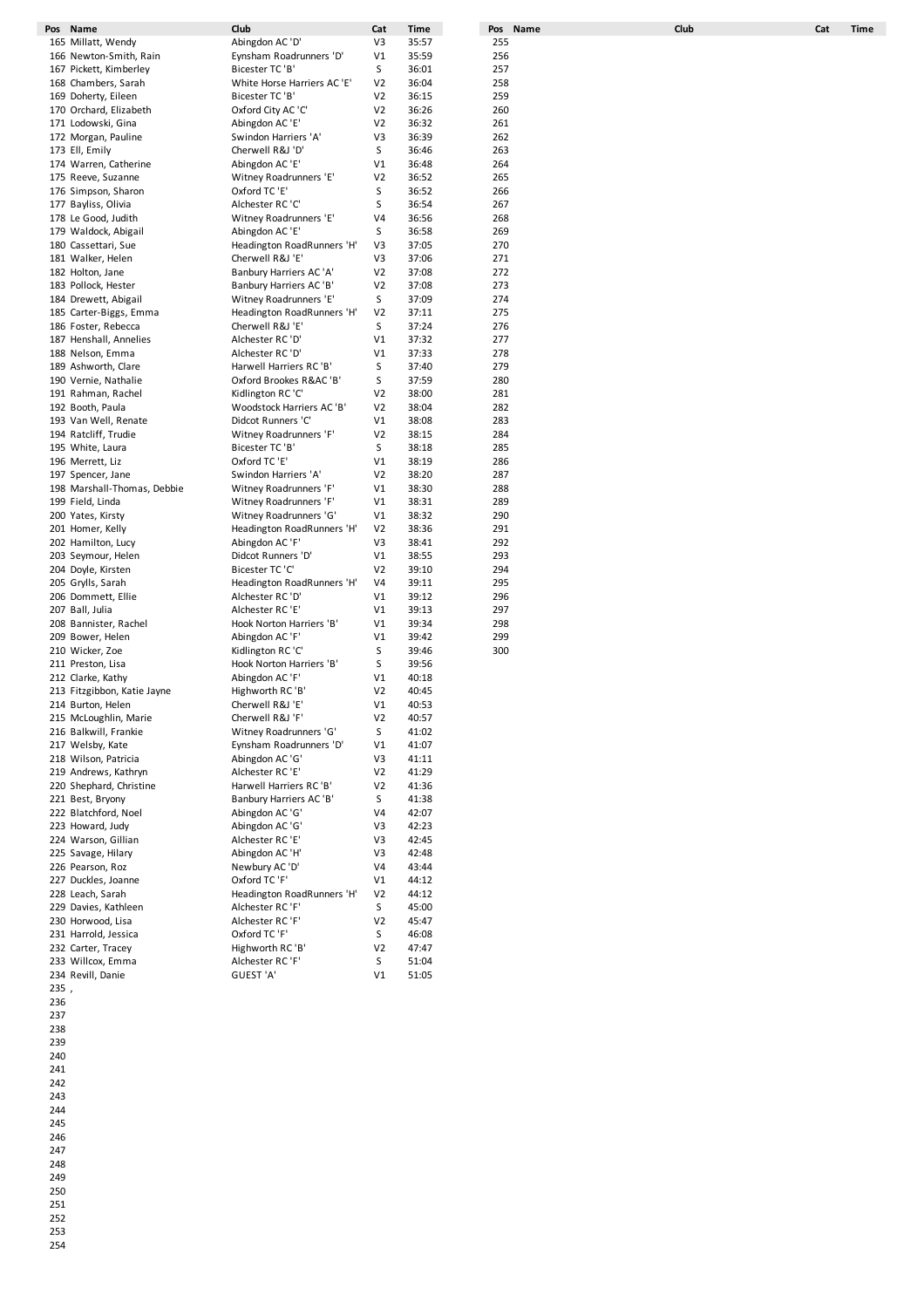| Pos | Name | Club | Cat | Time |
|---|---|---|---|---|
| 165 | Millatt, Wendy | Abingdon AC 'D' | V3 | 35:57 |
| 166 | Newton-Smith, Rain | Eynsham Roadrunners 'D' | V1 | 35:59 |
| 167 | Pickett, Kimberley | Bicester TC 'B' | S | 36:01 |
| 168 | Chambers, Sarah | White Horse Harriers AC 'E' | V2 | 36:04 |
| 169 | Doherty, Eileen | Bicester TC 'B' | V2 | 36:15 |
| 170 | Orchard, Elizabeth | Oxford City AC 'C' | V2 | 36:26 |
| 171 | Lodowski, Gina | Abingdon AC 'E' | V2 | 36:32 |
| 172 | Morgan, Pauline | Swindon Harriers 'A' | V3 | 36:39 |
| 173 | Ell, Emily | Cherwell R&J 'D' | S | 36:46 |
| 174 | Warren, Catherine | Abingdon AC 'E' | V1 | 36:48 |
| 175 | Reeve, Suzanne | Witney Roadrunners 'E' | V2 | 36:52 |
| 176 | Simpson, Sharon | Oxford TC 'E' | S | 36:52 |
| 177 | Bayliss, Olivia | Alchester RC 'C' | S | 36:54 |
| 178 | Le Good, Judith | Witney Roadrunners 'E' | V4 | 36:56 |
| 179 | Waldock, Abigail | Abingdon AC 'E' | S | 36:58 |
| 180 | Cassettari, Sue | Headington RoadRunners 'H' | V3 | 37:05 |
| 181 | Walker, Helen | Cherwell R&J 'E' | V3 | 37:06 |
| 182 | Holton, Jane | Banbury Harriers AC 'A' | V2 | 37:08 |
| 183 | Pollock, Hester | Banbury Harriers AC 'B' | V2 | 37:08 |
| 184 | Drewett, Abigail | Witney Roadrunners 'E' | S | 37:09 |
| 185 | Carter-Biggs, Emma | Headington RoadRunners 'H' | V2 | 37:11 |
| 186 | Foster, Rebecca | Cherwell R&J 'E' | S | 37:24 |
| 187 | Henshall, Annelies | Alchester RC 'D' | V1 | 37:32 |
| 188 | Nelson, Emma | Alchester RC 'D' | V1 | 37:33 |
| 189 | Ashworth, Clare | Harwell Harriers RC 'B' | S | 37:40 |
| 190 | Vernie, Nathalie | Oxford Brookes R&AC 'B' | S | 37:59 |
| 191 | Rahman, Rachel | Kidlington RC 'C' | V2 | 38:00 |
| 192 | Booth, Paula | Woodstock Harriers AC 'B' | V2 | 38:04 |
| 193 | Van Well, Renate | Didcot Runners 'C' | V1 | 38:08 |
| 194 | Ratcliff, Trudie | Witney Roadrunners 'F' | V2 | 38:15 |
| 195 | White, Laura | Bicester TC 'B' | S | 38:18 |
| 196 | Merrett, Liz | Oxford TC 'E' | V1 | 38:19 |
| 197 | Spencer, Jane | Swindon Harriers 'A' | V2 | 38:20 |
| 198 | Marshall-Thomas, Debbie | Witney Roadrunners 'F' | V1 | 38:30 |
| 199 | Field, Linda | Witney Roadrunners 'F' | V1 | 38:31 |
| 200 | Yates, Kirsty | Witney Roadrunners 'G' | V1 | 38:32 |
| 201 | Homer, Kelly | Headington RoadRunners 'H' | V2 | 38:36 |
| 202 | Hamilton, Lucy | Abingdon AC 'F' | V3 | 38:41 |
| 203 | Seymour, Helen | Didcot Runners 'D' | V1 | 38:55 |
| 204 | Doyle, Kirsten | Bicester TC 'C' | V2 | 39:10 |
| 205 | Grylls, Sarah | Headington RoadRunners 'H' | V4 | 39:11 |
| 206 | Dommett, Ellie | Alchester RC 'D' | V1 | 39:12 |
| 207 | Ball, Julia | Alchester RC 'E' | V1 | 39:13 |
| 208 | Bannister, Rachel | Hook Norton Harriers 'B' | V1 | 39:34 |
| 209 | Bower, Helen | Abingdon AC 'F' | V1 | 39:42 |
| 210 | Wicker, Zoe | Kidlington RC 'C' | S | 39:46 |
| 211 | Preston, Lisa | Hook Norton Harriers 'B' | S | 39:56 |
| 212 | Clarke, Kathy | Abingdon AC 'F' | V1 | 40:18 |
| 213 | Fitzgibbon, Katie Jayne | Highworth RC 'B' | V2 | 40:45 |
| 214 | Burton, Helen | Cherwell R&J 'E' | V1 | 40:53 |
| 215 | McLoughlin, Marie | Cherwell R&J 'F' | V2 | 40:57 |
| 216 | Balkwill, Frankie | Witney Roadrunners 'G' | S | 41:02 |
| 217 | Welsby, Kate | Eynsham Roadrunners 'D' | V1 | 41:07 |
| 218 | Wilson, Patricia | Abingdon AC 'G' | V3 | 41:11 |
| 219 | Andrews, Kathryn | Alchester RC 'E' | V2 | 41:29 |
| 220 | Shephard, Christine | Harwell Harriers RC 'B' | V2 | 41:36 |
| 221 | Best, Bryony | Banbury Harriers AC 'B' | S | 41:38 |
| 222 | Blatchford, Noel | Abingdon AC 'G' | V4 | 42:07 |
| 223 | Howard, Judy | Abingdon AC 'G' | V3 | 42:23 |
| 224 | Warson, Gillian | Alchester RC 'E' | V3 | 42:45 |
| 225 | Savage, Hilary | Abingdon AC 'H' | V3 | 42:48 |
| 226 | Pearson, Roz | Newbury AC 'D' | V4 | 43:44 |
| 227 | Duckles, Joanne | Oxford TC 'F' | V1 | 44:12 |
| 228 | Leach, Sarah | Headington RoadRunners 'H' | V2 | 44:12 |
| 229 | Davies, Kathleen | Alchester RC 'F' | S | 45:00 |
| 230 | Horwood, Lisa | Alchester RC 'F' | V2 | 45:47 |
| 231 | Harrold, Jessica | Oxford TC 'F' | S | 46:08 |
| 232 | Carter, Tracey | Highworth RC 'B' | V2 | 47:47 |
| 233 | Willcox, Emma | Alchester RC 'F' | S | 51:04 |
| 234 | Revill, Danie | GUEST 'A' | V1 | 51:05 |
| 235 | , | | | |
| 236 | | | | |
| 237 | | | | |
| 238 | | | | |
| 239 | | | | |
| 240 | | | | |
| 241 | | | | |
| 242 | | | | |
| 243 | | | | |
| 244 | | | | |
| 245 | | | | |
| 246 | | | | |
| 247 | | | | |
| 248 | | | | |
| 249 | | | | |
| 250 | | | | |
| 251 | | | | |
| 252 | | | | |
| 253 | | | | |
| 254 | | | | |
| 255 | | | | |
| 256 | | | | |
| 257 | | | | |
| 258 | | | | |
| 259 | | | | |
| 260 | | | | |
| 261 | | | | |
| 262 | | | | |
| 263 | | | | |
| 264 | | | | |
| 265 | | | | |
| 266 | | | | |
| 267 | | | | |
| 268 | | | | |
| 269 | | | | |
| 270 | | | | |
| 271 | | | | |
| 272 | | | | |
| 273 | | | | |
| 274 | | | | |
| 275 | | | | |
| 276 | | | | |
| 277 | | | | |
| 278 | | | | |
| 279 | | | | |
| 280 | | | | |
| 281 | | | | |
| 282 | | | | |
| 283 | | | | |
| 284 | | | | |
| 285 | | | | |
| 286 | | | | |
| 287 | | | | |
| 288 | | | | |
| 289 | | | | |
| 290 | | | | |
| 291 | | | | |
| 292 | | | | |
| 293 | | | | |
| 294 | | | | |
| 295 | | | | |
| 296 | | | | |
| 297 | | | | |
| 298 | | | | |
| 299 | | | | |
| 300 | | | | |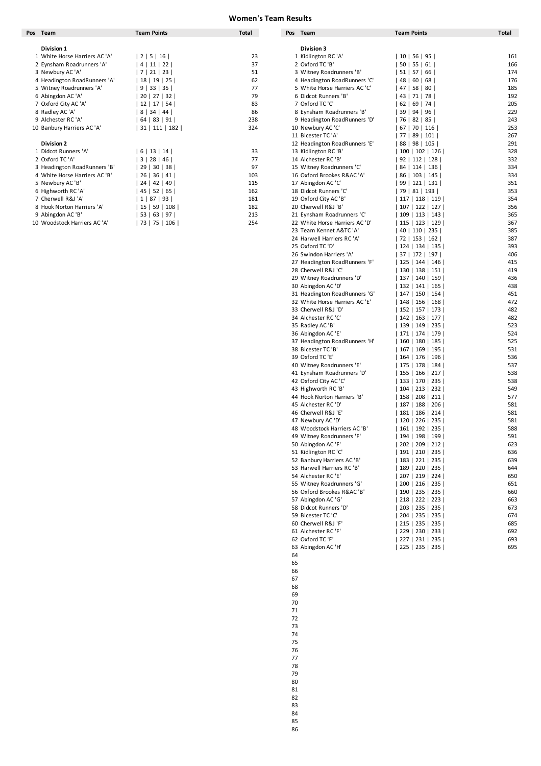## Women's Team Results

| Pos | Team | Team Points | Total |
|---|---|---|---|
| | **Division 1** | | |
| 1 | White Horse Harriers AC 'A' | \| 2 \| 5 \| 16 \| | 23 |
| 2 | Eynsham Roadrunners 'A' | \| 4 \| 11 \| 22 \| | 37 |
| 3 | Newbury AC 'A' | \| 7 \| 21 \| 23 \| | 51 |
| 4 | Headington RoadRunners 'A' | \| 18 \| 19 \| 25 \| | 62 |
| 5 | Witney Roadrunners 'A' | \| 9 \| 33 \| 35 \| | 77 |
| 6 | Abingdon AC 'A' | \| 20 \| 27 \| 32 \| | 79 |
| 7 | Oxford City AC 'A' | \| 12 \| 17 \| 54 \| | 83 |
| 8 | Radley AC 'A' | \| 8 \| 34 \| 44 \| | 86 |
| 9 | Alchester RC 'A' | \| 64 \| 83 \| 91 \| | 238 |
| 10 | Banbury Harriers AC 'A' | \| 31 \| 111 \| 182 \| | 324 |
| | **Division 2** | | |
| 1 | Didcot Runners 'A' | \| 6 \| 13 \| 14 \| | 33 |
| 2 | Oxford TC 'A' | \| 3 \| 28 \| 46 \| | 77 |
| 3 | Headington RoadRunners 'B' | \| 29 \| 30 \| 38 \| | 97 |
| 4 | White Horse Harriers AC 'B' | \| 26 \| 36 \| 41 \| | 103 |
| 5 | Newbury AC 'B' | \| 24 \| 42 \| 49 \| | 115 |
| 6 | Highworth RC 'A' | \| 45 \| 52 \| 65 \| | 162 |
| 7 | Cherwell R&J 'A' | \| 1 \| 87 \| 93 \| | 181 |
| 8 | Hook Norton Harriers 'A' | \| 15 \| 59 \| 108 \| | 182 |
| 9 | Abingdon AC 'B' | \| 53 \| 63 \| 97 \| | 213 |
| 10 | Woodstock Harriers AC 'A' | \| 73 \| 75 \| 106 \| | 254 |

| Pos | Team | Team Points | Total |
|---|---|---|---|
| | **Division 3** | | |
| 1 | Kidlington RC 'A' | \| 10 \| 56 \| 95 \| | 161 |
| 2 | Oxford TC 'B' | \| 50 \| 55 \| 61 \| | 166 |
| 3 | Witney Roadrunners 'B' | \| 51 \| 57 \| 66 \| | 174 |
| 4 | Headington RoadRunners 'C' | \| 48 \| 60 \| 68 \| | 176 |
| 5 | White Horse Harriers AC 'C' | \| 47 \| 58 \| 80 \| | 185 |
| 6 | Didcot Runners 'B' | \| 43 \| 71 \| 78 \| | 192 |
| 7 | Oxford TC 'C' | \| 62 \| 69 \| 74 \| | 205 |
| 8 | Eynsham Roadrunners 'B' | \| 39 \| 94 \| 96 \| | 229 |
| 9 | Headington RoadRunners 'D' | \| 76 \| 82 \| 85 \| | 243 |
| 10 | Newbury AC 'C' | \| 67 \| 70 \| 116 \| | 253 |
| 11 | Bicester TC 'A' | \| 77 \| 89 \| 101 \| | 267 |
| 12 | Headington RoadRunners 'E' | \| 88 \| 98 \| 105 \| | 291 |
| 13 | Kidlington RC 'B' | \| 100 \| 102 \| 126 \| | 328 |
| 14 | Alchester RC 'B' | \| 92 \| 112 \| 128 \| | 332 |
| 15 | Witney Roadrunners 'C' | \| 84 \| 114 \| 136 \| | 334 |
| 16 | Oxford Brookes R&AC 'A' | \| 86 \| 103 \| 145 \| | 334 |
| 17 | Abingdon AC 'C' | \| 99 \| 121 \| 131 \| | 351 |
| 18 | Didcot Runners 'C' | \| 79 \| 81 \| 193 \| | 353 |
| 19 | Oxford City AC 'B' | \| 117 \| 118 \| 119 \| | 354 |
| 20 | Cherwell R&J 'B' | \| 107 \| 122 \| 127 \| | 356 |
| 21 | Eynsham Roadrunners 'C' | \| 109 \| 113 \| 143 \| | 365 |
| 22 | White Horse Harriers AC 'D' | \| 115 \| 123 \| 129 \| | 367 |
| 23 | Team Kennet A&TC 'A' | \| 40 \| 110 \| 235 \| | 385 |
| 24 | Harwell Harriers RC 'A' | \| 72 \| 153 \| 162 \| | 387 |
| 25 | Oxford TC 'D' | \| 124 \| 134 \| 135 \| | 393 |
| 26 | Swindon Harriers 'A' | \| 37 \| 172 \| 197 \| | 406 |
| 27 | Headington RoadRunners 'F' | \| 125 \| 144 \| 146 \| | 415 |
| 28 | Cherwell R&J 'C' | \| 130 \| 138 \| 151 \| | 419 |
| 29 | Witney Roadrunners 'D' | \| 137 \| 140 \| 159 \| | 436 |
| 30 | Abingdon AC 'D' | \| 132 \| 141 \| 165 \| | 438 |
| 31 | Headington RoadRunners 'G' | \| 147 \| 150 \| 154 \| | 451 |
| 32 | White Horse Harriers AC 'E' | \| 148 \| 156 \| 168 \| | 472 |
| 33 | Cherwell R&J 'D' | \| 152 \| 157 \| 173 \| | 482 |
| 34 | Alchester RC 'C' | \| 142 \| 163 \| 177 \| | 482 |
| 35 | Radley AC 'B' | \| 139 \| 149 \| 235 \| | 523 |
| 36 | Abingdon AC 'E' | \| 171 \| 174 \| 179 \| | 524 |
| 37 | Headington RoadRunners 'H' | \| 160 \| 180 \| 185 \| | 525 |
| 38 | Bicester TC 'B' | \| 167 \| 169 \| 195 \| | 531 |
| 39 | Oxford TC 'E' | \| 164 \| 176 \| 196 \| | 536 |
| 40 | Witney Roadrunners 'E' | \| 175 \| 178 \| 184 \| | 537 |
| 41 | Eynsham Roadrunners 'D' | \| 155 \| 166 \| 217 \| | 538 |
| 42 | Oxford City AC 'C' | \| 133 \| 170 \| 235 \| | 538 |
| 43 | Highworth RC 'B' | \| 104 \| 213 \| 232 \| | 549 |
| 44 | Hook Norton Harriers 'B' | \| 158 \| 208 \| 211 \| | 577 |
| 45 | Alchester RC 'D' | \| 187 \| 188 \| 206 \| | 581 |
| 46 | Cherwell R&J 'E' | \| 181 \| 186 \| 214 \| | 581 |
| 47 | Newbury AC 'D' | \| 120 \| 226 \| 235 \| | 581 |
| 48 | Woodstock Harriers AC 'B' | \| 161 \| 192 \| 235 \| | 588 |
| 49 | Witney Roadrunners 'F' | \| 194 \| 198 \| 199 \| | 591 |
| 50 | Abingdon AC 'F' | \| 202 \| 209 \| 212 \| | 623 |
| 51 | Kidlington RC 'C' | \| 191 \| 210 \| 235 \| | 636 |
| 52 | Banbury Harriers AC 'B' | \| 183 \| 221 \| 235 \| | 639 |
| 53 | Harwell Harriers RC 'B' | \| 189 \| 220 \| 235 \| | 644 |
| 54 | Alchester RC 'E' | \| 207 \| 219 \| 224 \| | 650 |
| 55 | Witney Roadrunners 'G' | \| 200 \| 216 \| 235 \| | 651 |
| 56 | Oxford Brookes R&AC 'B' | \| 190 \| 235 \| 235 \| | 660 |
| 57 | Abingdon AC 'G' | \| 218 \| 222 \| 223 \| | 663 |
| 58 | Didcot Runners 'D' | \| 203 \| 235 \| 235 \| | 673 |
| 59 | Bicester TC 'C' | \| 204 \| 235 \| 235 \| | 674 |
| 60 | Cherwell R&J 'F' | \| 215 \| 235 \| 235 \| | 685 |
| 61 | Alchester RC 'F' | \| 229 \| 230 \| 233 \| | 692 |
| 62 | Oxford TC 'F' | \| 227 \| 231 \| 235 \| | 693 |
| 63 | Abingdon AC 'H' | \| 225 \| 235 \| 235 \| | 695 |
| 64 | | | |
| 65 | | | |
| 66 | | | |
| 67 | | | |
| 68 | | | |
| 69 | | | |
| 70 | | | |
| 71 | | | |
| 72 | | | |
| 73 | | | |
| 74 | | | |
| 75 | | | |
| 76 | | | |
| 77 | | | |
| 78 | | | |
| 79 | | | |
| 80 | | | |
| 81 | | | |
| 82 | | | |
| 83 | | | |
| 84 | | | |
| 85 | | | |
| 86 | | | |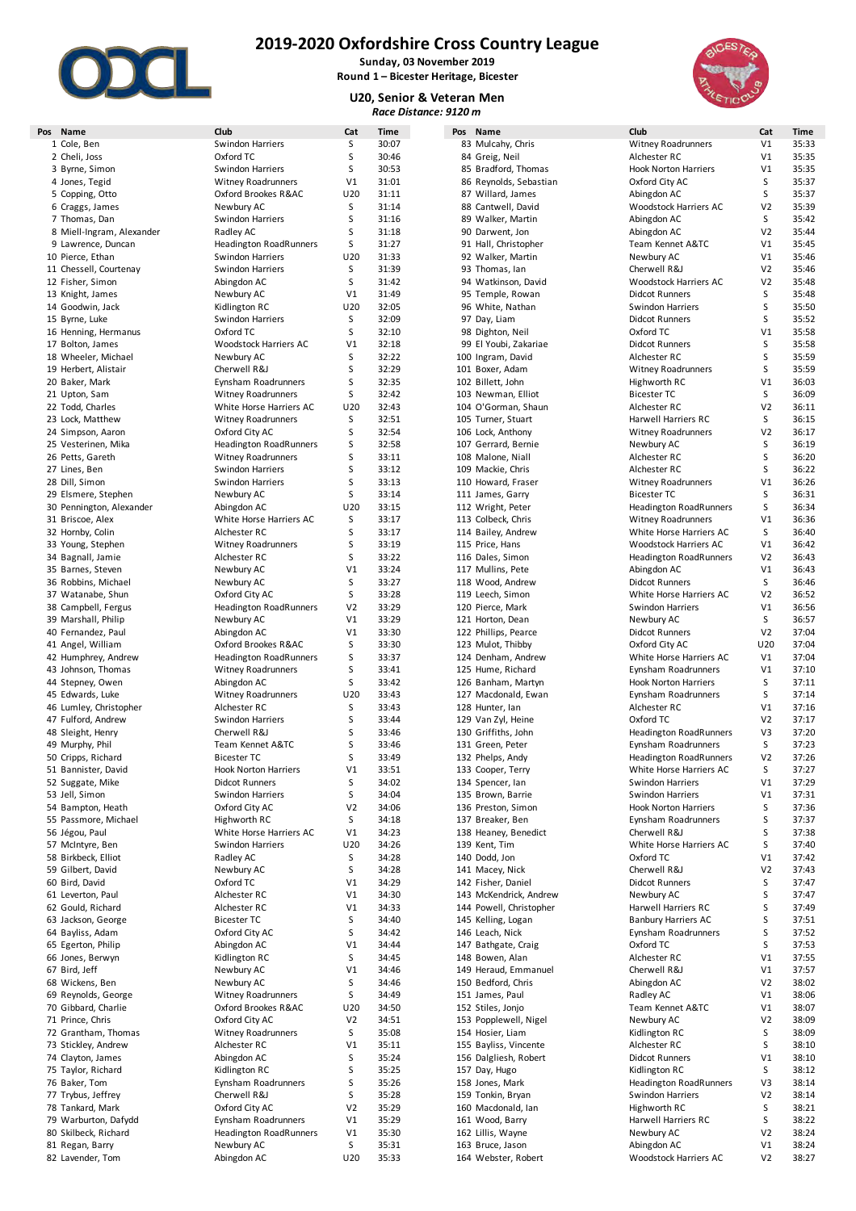# 2019-2020 Oxfordshire Cross Country League

**Sunday, 03 November 2019**
**Round 1 – Bicester Heritage, Bicester**

## U20, Senior & Veteran Men

*Race Distance: 9120 m*

| Pos | Name | Club | Cat | Time |
|---|---|---|---|---|
| 1 | Cole, Ben | Swindon Harriers | S | 30:07 |
| 2 | Cheli, Joss | Oxford TC | S | 30:46 |
| 3 | Byrne, Simon | Swindon Harriers | S | 30:53 |
| 4 | Jones, Tegid | Witney Roadrunners | V1 | 31:01 |
| 5 | Copping, Otto | Oxford Brookes R&AC | U20 | 31:11 |
| 6 | Craggs, James | Newbury AC | S | 31:14 |
| 7 | Thomas, Dan | Swindon Harriers | S | 31:16 |
| 8 | Miell-Ingram, Alexander | Radley AC | S | 31:18 |
| 9 | Lawrence, Duncan | Headington RoadRunners | S | 31:27 |
| 10 | Pierce, Ethan | Swindon Harriers | U20 | 31:33 |
| 11 | Chessell, Courtenay | Swindon Harriers | S | 31:39 |
| 12 | Fisher, Simon | Abingdon AC | S | 31:42 |
| 13 | Knight, James | Newbury AC | V1 | 31:49 |
| 14 | Goodwin, Jack | Kidlington RC | U20 | 32:05 |
| 15 | Byrne, Luke | Swindon Harriers | S | 32:09 |
| 16 | Henning, Hermanus | Oxford TC | S | 32:10 |
| 17 | Bolton, James | Woodstock Harriers AC | V1 | 32:18 |
| 18 | Wheeler, Michael | Newbury AC | S | 32:22 |
| 19 | Herbert, Alistair | Cherwell R&J | S | 32:29 |
| 20 | Baker, Mark | Eynsham Roadrunners | S | 32:35 |
| 21 | Upton, Sam | Witney Roadrunners | S | 32:42 |
| 22 | Todd, Charles | White Horse Harriers AC | U20 | 32:43 |
| 23 | Lock, Matthew | Witney Roadrunners | S | 32:51 |
| 24 | Simpson, Aaron | Oxford City AC | S | 32:54 |
| 25 | Vesterinen, Mika | Headington RoadRunners | S | 32:58 |
| 26 | Petts, Gareth | Witney Roadrunners | S | 33:11 |
| 27 | Lines, Ben | Swindon Harriers | S | 33:12 |
| 28 | Dill, Simon | Swindon Harriers | S | 33:13 |
| 29 | Elsmere, Stephen | Newbury AC | S | 33:14 |
| 30 | Pennington, Alexander | Abingdon AC | U20 | 33:15 |
| 31 | Briscoe, Alex | White Horse Harriers AC | S | 33:17 |
| 32 | Hornby, Colin | Alchester RC | S | 33:17 |
| 33 | Young, Stephen | Witney Roadrunners | S | 33:19 |
| 34 | Bagnall, Jamie | Alchester RC | S | 33:22 |
| 35 | Barnes, Steven | Newbury AC | V1 | 33:24 |
| 36 | Robbins, Michael | Newbury AC | S | 33:27 |
| 37 | Watanabe, Shun | Oxford City AC | S | 33:28 |
| 38 | Campbell, Fergus | Headington RoadRunners | V2 | 33:29 |
| 39 | Marshall, Philip | Newbury AC | V1 | 33:29 |
| 40 | Fernandez, Paul | Abingdon AC | V1 | 33:30 |
| 41 | Angel, William | Oxford Brookes R&AC | S | 33:30 |
| 42 | Humphrey, Andrew | Headington RoadRunners | S | 33:37 |
| 43 | Johnson, Thomas | Witney Roadrunners | S | 33:41 |
| 44 | Stepney, Owen | Abingdon AC | S | 33:42 |
| 45 | Edwards, Luke | Witney Roadrunners | U20 | 33:43 |
| 46 | Lumley, Christopher | Alchester RC | S | 33:43 |
| 47 | Fulford, Andrew | Swindon Harriers | S | 33:44 |
| 48 | Sleight, Henry | Cherwell R&J | S | 33:46 |
| 49 | Murphy, Phil | Team Kennet A&TC | S | 33:46 |
| 50 | Cripps, Richard | Bicester TC | S | 33:49 |
| 51 | Bannister, David | Hook Norton Harriers | V1 | 33:51 |
| 52 | Suggate, Mike | Didcot Runners | S | 34:02 |
| 53 | Jell, Simon | Swindon Harriers | S | 34:04 |
| 54 | Bampton, Heath | Oxford City AC | V2 | 34:06 |
| 55 | Passmore, Michael | Highworth RC | S | 34:18 |
| 56 | Jégou, Paul | White Horse Harriers AC | V1 | 34:23 |
| 57 | McIntyre, Ben | Swindon Harriers | U20 | 34:26 |
| 58 | Birkbeck, Elliot | Radley AC | S | 34:28 |
| 59 | Gilbert, David | Newbury AC | S | 34:28 |
| 60 | Bird, David | Oxford TC | V1 | 34:29 |
| 61 | Leverton, Paul | Alchester RC | V1 | 34:30 |
| 62 | Gould, Richard | Alchester RC | V1 | 34:33 |
| 63 | Jackson, George | Bicester TC | S | 34:40 |
| 64 | Bayliss, Adam | Oxford City AC | S | 34:42 |
| 65 | Egerton, Philip | Abingdon AC | V1 | 34:44 |
| 66 | Jones, Berwyn | Kidlington RC | S | 34:45 |
| 67 | Bird, Jeff | Newbury AC | V1 | 34:46 |
| 68 | Wickens, Ben | Newbury AC | S | 34:46 |
| 69 | Reynolds, George | Witney Roadrunners | S | 34:49 |
| 70 | Gibbard, Charlie | Oxford Brookes R&AC | U20 | 34:50 |
| 71 | Prince, Chris | Oxford City AC | V2 | 34:51 |
| 72 | Grantham, Thomas | Witney Roadrunners | S | 35:08 |
| 73 | Stickley, Andrew | Alchester RC | V1 | 35:11 |
| 74 | Clayton, James | Abingdon AC | S | 35:24 |
| 75 | Taylor, Richard | Kidlington RC | S | 35:25 |
| 76 | Baker, Tom | Eynsham Roadrunners | S | 35:26 |
| 77 | Trybus, Jeffrey | Cherwell R&J | S | 35:28 |
| 78 | Tankard, Mark | Oxford City AC | V2 | 35:29 |
| 79 | Warburton, Dafydd | Eynsham Roadrunners | V1 | 35:29 |
| 80 | Skilbeck, Richard | Headington RoadRunners | V1 | 35:30 |
| 81 | Regan, Barry | Newbury AC | S | 35:31 |
| 82 | Lavender, Tom | Abingdon AC | U20 | 35:33 |
| 83 | Mulcahy, Chris | Witney Roadrunners | V1 | 35:33 |
| 84 | Greig, Neil | Alchester RC | V1 | 35:35 |
| 85 | Bradford, Thomas | Hook Norton Harriers | V1 | 35:35 |
| 86 | Reynolds, Sebastian | Oxford City AC | S | 35:37 |
| 87 | Willard, James | Abingdon AC | S | 35:37 |
| 88 | Cantwell, David | Woodstock Harriers AC | V2 | 35:39 |
| 89 | Walker, Martin | Abingdon AC | S | 35:42 |
| 90 | Darwent, Jon | Abingdon AC | V2 | 35:44 |
| 91 | Hall, Christopher | Team Kennet A&TC | V1 | 35:45 |
| 92 | Walker, Martin | Newbury AC | V1 | 35:46 |
| 93 | Thomas, Ian | Cherwell R&J | V2 | 35:46 |
| 94 | Watkinson, David | Woodstock Harriers AC | V2 | 35:48 |
| 95 | Temple, Rowan | Didcot Runners | S | 35:48 |
| 96 | White, Nathan | Swindon Harriers | S | 35:50 |
| 97 | Day, Liam | Didcot Runners | S | 35:52 |
| 98 | Dighton, Neil | Oxford TC | V1 | 35:58 |
| 99 | El Youbi, Zakariae | Didcot Runners | S | 35:58 |
| 100 | Ingram, David | Alchester RC | S | 35:59 |
| 101 | Boxer, Adam | Witney Roadrunners | S | 35:59 |
| 102 | Billett, John | Highworth RC | V1 | 36:03 |
| 103 | Newman, Elliot | Bicester TC | S | 36:09 |
| 104 | O'Gorman, Shaun | Alchester RC | V2 | 36:11 |
| 105 | Turner, Stuart | Harwell Harriers RC | S | 36:15 |
| 106 | Lock, Anthony | Witney Roadrunners | V2 | 36:17 |
| 107 | Gerrard, Bernie | Newbury AC | S | 36:19 |
| 108 | Malone, Niall | Alchester RC | S | 36:20 |
| 109 | Mackie, Chris | Alchester RC | S | 36:22 |
| 110 | Howard, Fraser | Witney Roadrunners | V1 | 36:26 |
| 111 | James, Garry | Bicester TC | S | 36:31 |
| 112 | Wright, Peter | Headington RoadRunners | S | 36:34 |
| 113 | Colbeck, Chris | Witney Roadrunners | V1 | 36:36 |
| 114 | Bailey, Andrew | White Horse Harriers AC | S | 36:40 |
| 115 | Price, Hans | Woodstock Harriers AC | V1 | 36:42 |
| 116 | Dales, Simon | Headington RoadRunners | V2 | 36:43 |
| 117 | Mullins, Pete | Abingdon AC | V1 | 36:43 |
| 118 | Wood, Andrew | Didcot Runners | S | 36:46 |
| 119 | Leech, Simon | White Horse Harriers AC | V2 | 36:52 |
| 120 | Pierce, Mark | Swindon Harriers | V1 | 36:56 |
| 121 | Horton, Dean | Newbury AC | S | 36:57 |
| 122 | Phillips, Pearce | Didcot Runners | V2 | 37:04 |
| 123 | Mulot, Thibby | Oxford City AC | U20 | 37:04 |
| 124 | Denham, Andrew | White Horse Harriers AC | V1 | 37:04 |
| 125 | Hume, Richard | Eynsham Roadrunners | V1 | 37:10 |
| 126 | Banham, Martyn | Hook Norton Harriers | S | 37:11 |
| 127 | Macdonald, Ewan | Eynsham Roadrunners | S | 37:14 |
| 128 | Hunter, Ian | Alchester RC | V1 | 37:16 |
| 129 | Van Zyl, Heine | Oxford TC | V2 | 37:17 |
| 130 | Griffiths, John | Headington RoadRunners | V3 | 37:20 |
| 131 | Green, Peter | Eynsham Roadrunners | S | 37:23 |
| 132 | Phelps, Andy | Headington RoadRunners | V2 | 37:26 |
| 133 | Cooper, Terry | White Horse Harriers AC | S | 37:27 |
| 134 | Spencer, Ian | Swindon Harriers | V1 | 37:29 |
| 135 | Brown, Barrie | Swindon Harriers | V1 | 37:31 |
| 136 | Preston, Simon | Hook Norton Harriers | S | 37:36 |
| 137 | Breaker, Ben | Eynsham Roadrunners | S | 37:37 |
| 138 | Heaney, Benedict | Cherwell R&J | S | 37:38 |
| 139 | Kent, Tim | White Horse Harriers AC | S | 37:40 |
| 140 | Dodd, Jon | Oxford TC | V1 | 37:42 |
| 141 | Macey, Nick | Cherwell R&J | V2 | 37:43 |
| 142 | Fisher, Daniel | Didcot Runners | S | 37:47 |
| 143 | McKendrick, Andrew | Newbury AC | S | 37:47 |
| 144 | Powell, Christopher | Harwell Harriers RC | S | 37:49 |
| 145 | Kelling, Logan | Banbury Harriers AC | S | 37:51 |
| 146 | Leach, Nick | Eynsham Roadrunners | S | 37:52 |
| 147 | Bathgate, Craig | Oxford TC | S | 37:53 |
| 148 | Bowen, Alan | Alchester RC | V1 | 37:55 |
| 149 | Heraud, Emmanuel | Cherwell R&J | V1 | 37:57 |
| 150 | Bedford, Chris | Abingdon AC | V2 | 38:02 |
| 151 | James, Paul | Radley AC | V1 | 38:06 |
| 152 | Stiles, Jonjo | Team Kennet A&TC | V1 | 38:07 |
| 153 | Popplewell, Nigel | Newbury AC | V2 | 38:09 |
| 154 | Hosier, Liam | Kidlington RC | S | 38:09 |
| 155 | Bayliss, Vincente | Alchester RC | S | 38:10 |
| 156 | Dalgliesh, Robert | Didcot Runners | V1 | 38:10 |
| 157 | Day, Hugo | Kidlington RC | S | 38:12 |
| 158 | Jones, Mark | Headington RoadRunners | V3 | 38:14 |
| 159 | Tonkin, Bryan | Swindon Harriers | V2 | 38:14 |
| 160 | Macdonald, Ian | Highworth RC | S | 38:21 |
| 161 | Wood, Barry | Harwell Harriers RC | S | 38:22 |
| 162 | Lillis, Wayne | Newbury AC | V2 | 38:24 |
| 163 | Bruce, Jason | Abingdon AC | V1 | 38:24 |
| 164 | Webster, Robert | Woodstock Harriers AC | V2 | 38:27 |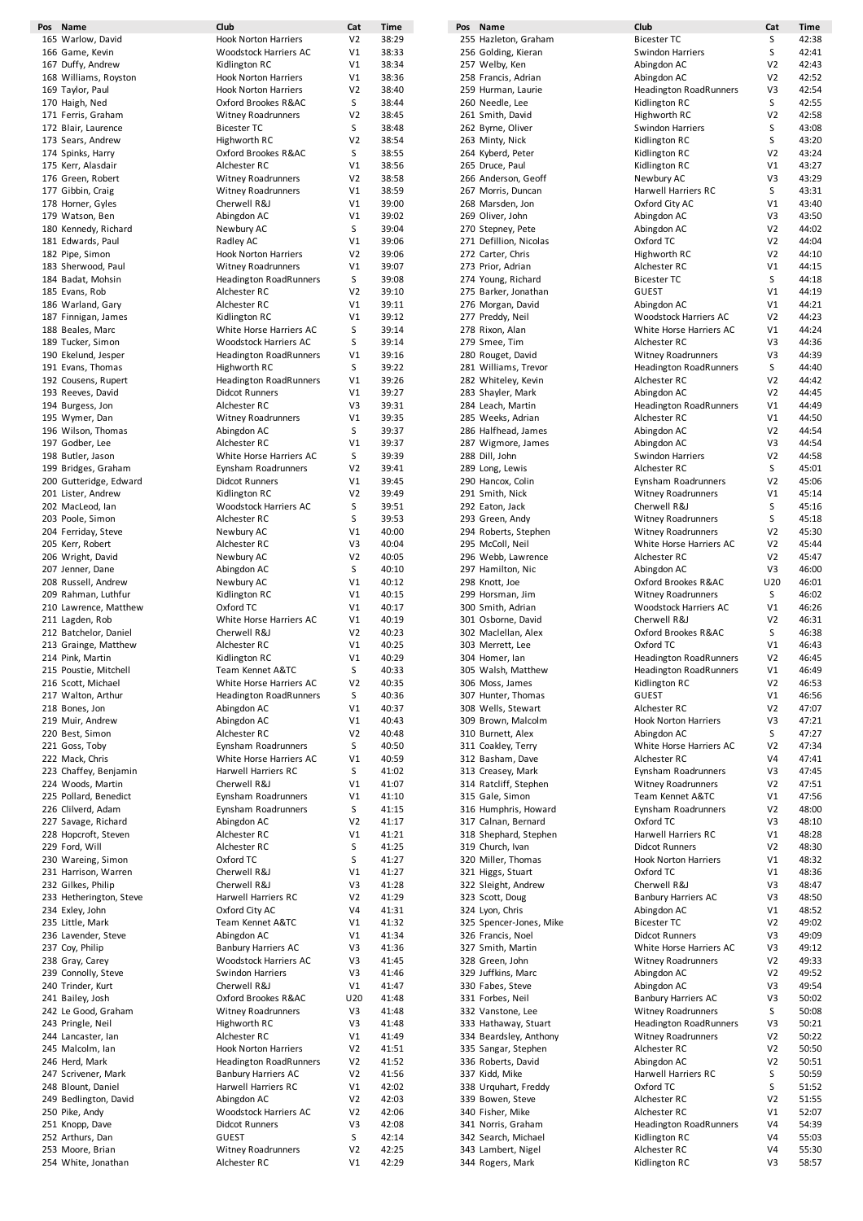| Pos | Name | Club | Cat | Time |
|---|---|---|---|---|
| 165 | Warlow, David | Hook Norton Harriers | V2 | 38:29 |
| 166 | Game, Kevin | Woodstock Harriers AC | V1 | 38:33 |
| 167 | Duffy, Andrew | Kidlington RC | V1 | 38:34 |
| 168 | Williams, Royston | Hook Norton Harriers | V1 | 38:36 |
| 169 | Taylor, Paul | Hook Norton Harriers | V2 | 38:40 |
| 170 | Haigh, Ned | Oxford Brookes R&AC | S | 38:44 |
| 171 | Ferris, Graham | Witney Roadrunners | V2 | 38:45 |
| 172 | Blair, Laurence | Bicester TC | S | 38:48 |
| 173 | Sears, Andrew | Highworth RC | V2 | 38:54 |
| 174 | Spinks, Harry | Oxford Brookes R&AC | S | 38:55 |
| 175 | Kerr, Alasdair | Alchester RC | V1 | 38:56 |
| 176 | Green, Robert | Witney Roadrunners | V2 | 38:58 |
| 177 | Gibbin, Craig | Witney Roadrunners | V1 | 38:59 |
| 178 | Horner, Gyles | Cherwell R&J | V1 | 39:00 |
| 179 | Watson, Ben | Abingdon AC | V1 | 39:02 |
| 180 | Kennedy, Richard | Newbury AC | S | 39:04 |
| 181 | Edwards, Paul | Radley AC | V1 | 39:06 |
| 182 | Pipe, Simon | Hook Norton Harriers | V2 | 39:06 |
| 183 | Sherwood, Paul | Witney Roadrunners | V1 | 39:07 |
| 184 | Badat, Mohsin | Headington RoadRunners | S | 39:08 |
| 185 | Evans, Rob | Alchester RC | V2 | 39:10 |
| 186 | Warland, Gary | Alchester RC | V1 | 39:11 |
| 187 | Finnigan, James | Kidlington RC | V1 | 39:12 |
| 188 | Beales, Marc | White Horse Harriers AC | S | 39:14 |
| 189 | Tucker, Simon | Woodstock Harriers AC | S | 39:14 |
| 190 | Ekelund, Jesper | Headington RoadRunners | V1 | 39:16 |
| 191 | Evans, Thomas | Highworth RC | S | 39:22 |
| 192 | Cousens, Rupert | Headington RoadRunners | V1 | 39:26 |
| 193 | Reeves, David | Didcot Runners | V1 | 39:27 |
| 194 | Burgess, Jon | Alchester RC | V3 | 39:31 |
| 195 | Wymer, Dan | Witney Roadrunners | V1 | 39:35 |
| 196 | Wilson, Thomas | Abingdon AC | S | 39:37 |
| 197 | Godber, Lee | Alchester RC | V1 | 39:37 |
| 198 | Butler, Jason | White Horse Harriers AC | S | 39:39 |
| 199 | Bridges, Graham | Eynsham Roadrunners | V2 | 39:41 |
| 200 | Gutteridge, Edward | Didcot Runners | V1 | 39:45 |
| 201 | Lister, Andrew | Kidlington RC | V2 | 39:49 |
| 202 | MacLeod, Ian | Woodstock Harriers AC | S | 39:51 |
| 203 | Poole, Simon | Alchester RC | S | 39:53 |
| 204 | Ferriday, Steve | Newbury AC | V1 | 40:00 |
| 205 | Kerr, Robert | Alchester RC | V3 | 40:04 |
| 206 | Wright, David | Newbury AC | V2 | 40:05 |
| 207 | Jenner, Dane | Abingdon AC | S | 40:10 |
| 208 | Russell, Andrew | Newbury AC | V1 | 40:12 |
| 209 | Rahman, Luthfur | Kidlington RC | V1 | 40:15 |
| 210 | Lawrence, Matthew | Oxford TC | V1 | 40:17 |
| 211 | Lagden, Rob | White Horse Harriers AC | V1 | 40:19 |
| 212 | Batchelor, Daniel | Cherwell R&J | V2 | 40:23 |
| 213 | Grainge, Matthew | Alchester RC | V1 | 40:25 |
| 214 | Pink, Martin | Kidlington RC | V1 | 40:29 |
| 215 | Poustie, Mitchell | Team Kennet A&TC | S | 40:33 |
| 216 | Scott, Michael | White Horse Harriers AC | V2 | 40:35 |
| 217 | Walton, Arthur | Headington RoadRunners | S | 40:36 |
| 218 | Bones, Jon | Abingdon AC | V1 | 40:37 |
| 219 | Muir, Andrew | Abingdon AC | V1 | 40:43 |
| 220 | Best, Simon | Alchester RC | V2 | 40:48 |
| 221 | Goss, Toby | Eynsham Roadrunners | S | 40:50 |
| 222 | Mack, Chris | White Horse Harriers AC | V1 | 40:59 |
| 223 | Chaffey, Benjamin | Harwell Harriers RC | S | 41:02 |
| 224 | Woods, Martin | Cherwell R&J | V1 | 41:07 |
| 225 | Pollard, Benedict | Eynsham Roadrunners | V1 | 41:10 |
| 226 | Clilverd, Adam | Eynsham Roadrunners | S | 41:15 |
| 227 | Savage, Richard | Abingdon AC | V2 | 41:17 |
| 228 | Hopcroft, Steven | Alchester RC | V1 | 41:21 |
| 229 | Ford, Will | Alchester RC | S | 41:25 |
| 230 | Wareing, Simon | Oxford TC | S | 41:27 |
| 231 | Harrison, Warren | Cherwell R&J | V1 | 41:27 |
| 232 | Gilkes, Philip | Cherwell R&J | V3 | 41:28 |
| 233 | Hetherington, Steve | Harwell Harriers RC | V2 | 41:29 |
| 234 | Exley, John | Oxford City AC | V4 | 41:31 |
| 235 | Little, Mark | Team Kennet A&TC | V1 | 41:32 |
| 236 | Lavender, Steve | Abingdon AC | V1 | 41:34 |
| 237 | Coy, Philip | Banbury Harriers AC | V3 | 41:36 |
| 238 | Gray, Carey | Woodstock Harriers AC | V3 | 41:45 |
| 239 | Connolly, Steve | Swindon Harriers | V3 | 41:46 |
| 240 | Trinder, Kurt | Cherwell R&J | V1 | 41:47 |
| 241 | Bailey, Josh | Oxford Brookes R&AC | U20 | 41:48 |
| 242 | Le Good, Graham | Witney Roadrunners | V3 | 41:48 |
| 243 | Pringle, Neil | Highworth RC | V3 | 41:48 |
| 244 | Lancaster, Ian | Alchester RC | V1 | 41:49 |
| 245 | Malcolm, Ian | Hook Norton Harriers | V2 | 41:51 |
| 246 | Herd, Mark | Headington RoadRunners | V2 | 41:52 |
| 247 | Scrivener, Mark | Banbury Harriers AC | V2 | 41:56 |
| 248 | Blount, Daniel | Harwell Harriers RC | V1 | 42:02 |
| 249 | Bedlington, David | Abingdon AC | V2 | 42:03 |
| 250 | Pike, Andy | Woodstock Harriers AC | V2 | 42:06 |
| 251 | Knopp, Dave | Didcot Runners | V3 | 42:08 |
| 252 | Arthurs, Dan | GUEST | S | 42:14 |
| 253 | Moore, Brian | Witney Roadrunners | V2 | 42:25 |
| 254 | White, Jonathan | Alchester RC | V1 | 42:29 |
| 255 | Hazleton, Graham | Bicester TC | S | 42:38 |
| 256 | Golding, Kieran | Swindon Harriers | S | 42:41 |
| 257 | Welby, Ken | Abingdon AC | V2 | 42:43 |
| 258 | Francis, Adrian | Abingdon AC | V2 | 42:52 |
| 259 | Hurman, Laurie | Headington RoadRunners | V3 | 42:54 |
| 260 | Needle, Lee | Kidlington RC | S | 42:55 |
| 261 | Smith, David | Highworth RC | V2 | 42:58 |
| 262 | Byrne, Oliver | Swindon Harriers | S | 43:08 |
| 263 | Minty, Nick | Kidlington RC | S | 43:20 |
| 264 | Kyberd, Peter | Kidlington RC | V2 | 43:24 |
| 265 | Druce, Paul | Kidlington RC | V1 | 43:27 |
| 266 | Anderson, Geoff | Newbury AC | V3 | 43:29 |
| 267 | Morris, Duncan | Harwell Harriers RC | S | 43:31 |
| 268 | Marsden, Jon | Oxford City AC | V1 | 43:40 |
| 269 | Oliver, John | Abingdon AC | V3 | 43:50 |
| 270 | Stepney, Pete | Abingdon AC | V2 | 44:02 |
| 271 | Defillion, Nicolas | Oxford TC | V2 | 44:04 |
| 272 | Carter, Chris | Highworth RC | V2 | 44:10 |
| 273 | Prior, Adrian | Alchester RC | V1 | 44:15 |
| 274 | Young, Richard | Bicester TC | S | 44:18 |
| 275 | Barker, Jonathan | GUEST | V1 | 44:19 |
| 276 | Morgan, David | Abingdon AC | V1 | 44:21 |
| 277 | Preddy, Neil | Woodstock Harriers AC | V2 | 44:23 |
| 278 | Rixon, Alan | White Horse Harriers AC | V1 | 44:24 |
| 279 | Smee, Tim | Alchester RC | V3 | 44:36 |
| 280 | Rouget, David | Witney Roadrunners | V3 | 44:39 |
| 281 | Williams, Trevor | Headington RoadRunners | S | 44:40 |
| 282 | Whiteley, Kevin | Alchester RC | V2 | 44:42 |
| 283 | Shayler, Mark | Abingdon AC | V2 | 44:45 |
| 284 | Leach, Martin | Headington RoadRunners | V1 | 44:49 |
| 285 | Weeks, Adrian | Alchester RC | V1 | 44:50 |
| 286 | Halfhead, James | Abingdon AC | V2 | 44:54 |
| 287 | Wigmore, James | Abingdon AC | V3 | 44:54 |
| 288 | Dill, John | Swindon Harriers | V2 | 44:58 |
| 289 | Long, Lewis | Alchester RC | S | 45:01 |
| 290 | Hancox, Colin | Eynsham Roadrunners | V2 | 45:06 |
| 291 | Smith, Nick | Witney Roadrunners | V1 | 45:14 |
| 292 | Eaton, Jack | Cherwell R&J | S | 45:16 |
| 293 | Green, Andy | Witney Roadrunners | S | 45:18 |
| 294 | Roberts, Stephen | Witney Roadrunners | V2 | 45:30 |
| 295 | McColl, Neil | White Horse Harriers AC | V2 | 45:44 |
| 296 | Webb, Lawrence | Alchester RC | V2 | 45:47 |
| 297 | Hamilton, Nic | Abingdon AC | V3 | 46:00 |
| 298 | Knott, Joe | Oxford Brookes R&AC | U20 | 46:01 |
| 299 | Horsman, Jim | Witney Roadrunners | S | 46:02 |
| 300 | Smith, Adrian | Woodstock Harriers AC | V1 | 46:26 |
| 301 | Osborne, David | Cherwell R&J | V2 | 46:31 |
| 302 | Maclellan, Alex | Oxford Brookes R&AC | S | 46:38 |
| 303 | Merrett, Lee | Oxford TC | V1 | 46:43 |
| 304 | Homer, Ian | Headington RoadRunners | V2 | 46:45 |
| 305 | Walsh, Matthew | Headington RoadRunners | V1 | 46:49 |
| 306 | Moss, James | Kidlington RC | V2 | 46:53 |
| 307 | Hunter, Thomas | GUEST | V1 | 46:56 |
| 308 | Wells, Stewart | Alchester RC | V2 | 47:07 |
| 309 | Brown, Malcolm | Hook Norton Harriers | V3 | 47:21 |
| 310 | Burnett, Alex | Abingdon AC | S | 47:27 |
| 311 | Coakley, Terry | White Horse Harriers AC | V2 | 47:34 |
| 312 | Basham, Dave | Alchester RC | V4 | 47:41 |
| 313 | Creasey, Mark | Eynsham Roadrunners | V3 | 47:45 |
| 314 | Ratcliff, Stephen | Witney Roadrunners | V2 | 47:51 |
| 315 | Gale, Simon | Team Kennet A&TC | V1 | 47:56 |
| 316 | Humphris, Howard | Eynsham Roadrunners | V2 | 48:00 |
| 317 | Calnan, Bernard | Oxford TC | V3 | 48:10 |
| 318 | Shephard, Stephen | Harwell Harriers RC | V1 | 48:28 |
| 319 | Church, Ivan | Didcot Runners | V2 | 48:30 |
| 320 | Miller, Thomas | Hook Norton Harriers | V1 | 48:32 |
| 321 | Higgs, Stuart | Oxford TC | V1 | 48:36 |
| 322 | Sleight, Andrew | Cherwell R&J | V3 | 48:47 |
| 323 | Scott, Doug | Banbury Harriers AC | V3 | 48:50 |
| 324 | Lyon, Chris | Abingdon AC | V1 | 48:52 |
| 325 | Spencer-Jones, Mike | Bicester TC | V2 | 49:02 |
| 326 | Francis, Noel | Didcot Runners | V3 | 49:09 |
| 327 | Smith, Martin | White Horse Harriers AC | V3 | 49:12 |
| 328 | Green, John | Witney Roadrunners | V2 | 49:33 |
| 329 | Juffkins, Marc | Abingdon AC | V2 | 49:52 |
| 330 | Fabes, Steve | Abingdon AC | V3 | 49:54 |
| 331 | Forbes, Neil | Banbury Harriers AC | V3 | 50:02 |
| 332 | Vanstone, Lee | Witney Roadrunners | S | 50:08 |
| 333 | Hathaway, Stuart | Headington RoadRunners | V3 | 50:21 |
| 334 | Beardsley, Anthony | Witney Roadrunners | V2 | 50:22 |
| 335 | Sangar, Stephen | Alchester RC | V2 | 50:50 |
| 336 | Roberts, David | Abingdon AC | V2 | 50:51 |
| 337 | Kidd, Mike | Harwell Harriers RC | S | 50:59 |
| 338 | Urquhart, Freddy | Oxford TC | S | 51:52 |
| 339 | Bowen, Steve | Alchester RC | V2 | 51:55 |
| 340 | Fisher, Mike | Alchester RC | V1 | 52:07 |
| 341 | Norris, Graham | Headington RoadRunners | V4 | 54:39 |
| 342 | Search, Michael | Kidlington RC | V4 | 55:03 |
| 343 | Lambert, Nigel | Alchester RC | V4 | 55:30 |
| 344 | Rogers, Mark | Kidlington RC | V3 | 58:57 |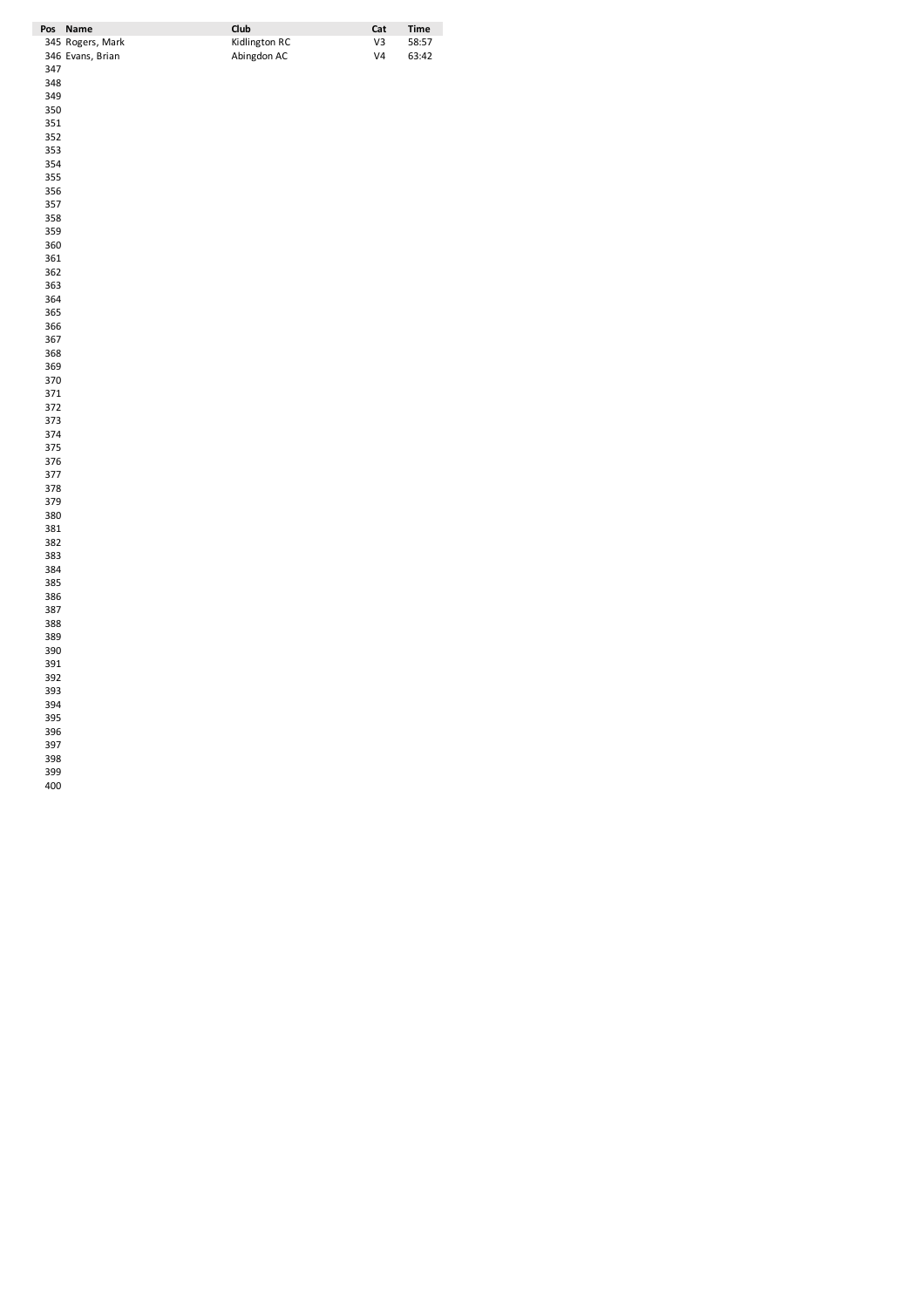| Pos | Name | Club | Cat | Time |
|---|---|---|---|---|
| 345 | Rogers, Mark | Kidlington RC | V3 | 58:57 |
| 346 | Evans, Brian | Abingdon AC | V4 | 63:42 |
| 347 | | | | |
| 348 | | | | |
| 349 | | | | |
| 350 | | | | |
| 351 | | | | |
| 352 | | | | |
| 353 | | | | |
| 354 | | | | |
| 355 | | | | |
| 356 | | | | |
| 357 | | | | |
| 358 | | | | |
| 359 | | | | |
| 360 | | | | |
| 361 | | | | |
| 362 | | | | |
| 363 | | | | |
| 364 | | | | |
| 365 | | | | |
| 366 | | | | |
| 367 | | | | |
| 368 | | | | |
| 369 | | | | |
| 370 | | | | |
| 371 | | | | |
| 372 | | | | |
| 373 | | | | |
| 374 | | | | |
| 375 | | | | |
| 376 | | | | |
| 377 | | | | |
| 378 | | | | |
| 379 | | | | |
| 380 | | | | |
| 381 | | | | |
| 382 | | | | |
| 383 | | | | |
| 384 | | | | |
| 385 | | | | |
| 386 | | | | |
| 387 | | | | |
| 388 | | | | |
| 389 | | | | |
| 390 | | | | |
| 391 | | | | |
| 392 | | | | |
| 393 | | | | |
| 394 | | | | |
| 395 | | | | |
| 396 | | | | |
| 397 | | | | |
| 398 | | | | |
| 399 | | | | |
| 400 | | | | |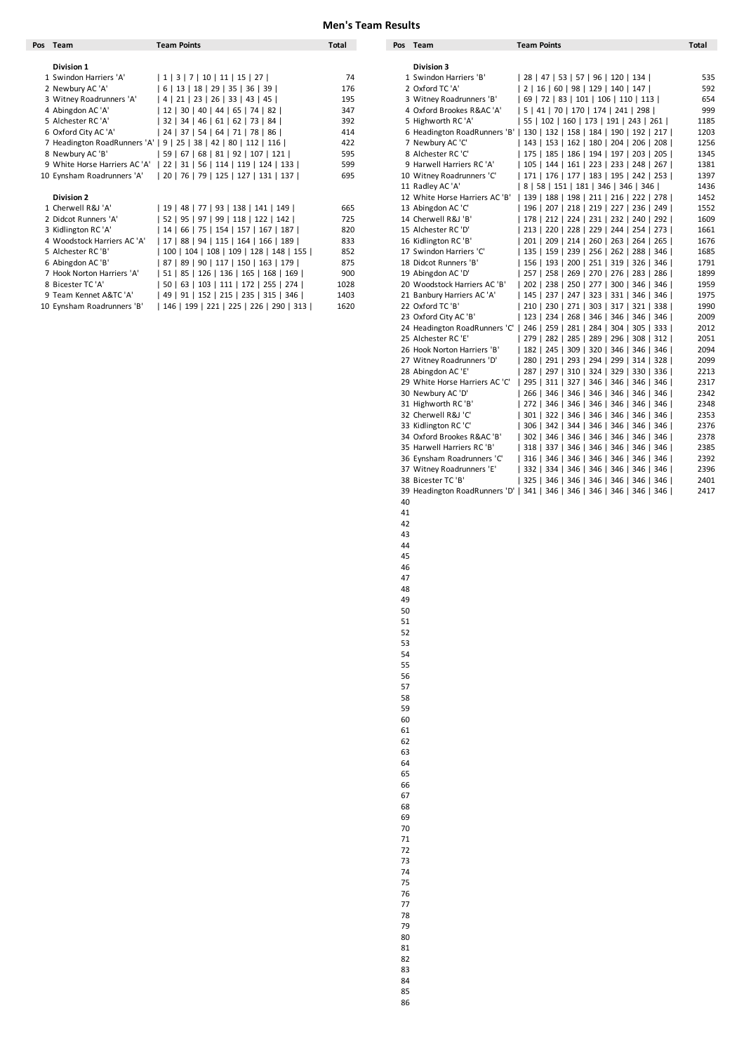# Men's Team Results

| Pos | Team | Team Points | Total |
|---|---|---|---|
| | **Division 1** | | |
| 1 | Swindon Harriers 'A' | 1 \| 3 \| 7 \| 10 \| 11 \| 15 \| 27 | 74 |
| 2 | Newbury AC 'A' | 6 \| 13 \| 18 \| 29 \| 35 \| 36 \| 39 | 176 |
| 3 | Witney Roadrunners 'A' | 4 \| 21 \| 23 \| 26 \| 33 \| 43 \| 45 | 195 |
| 4 | Abingdon AC 'A' | 12 \| 30 \| 40 \| 44 \| 65 \| 74 \| 82 | 347 |
| 5 | Alchester RC 'A' | 32 \| 34 \| 46 \| 61 \| 62 \| 73 \| 84 | 392 |
| 6 | Oxford City AC 'A' | 24 \| 37 \| 54 \| 64 \| 71 \| 78 \| 86 | 414 |
| 7 | Headington RoadRunners 'A' | 9 \| 25 \| 38 \| 42 \| 80 \| 112 \| 116 | 422 |
| 8 | Newbury AC 'B' | 59 \| 67 \| 68 \| 81 \| 92 \| 107 \| 121 | 595 |
| 9 | White Horse Harriers AC 'A' | 22 \| 31 \| 56 \| 114 \| 119 \| 124 \| 133 | 599 |
| 10 | Eynsham Roadrunners 'A' | 20 \| 76 \| 79 \| 125 \| 127 \| 131 \| 137 | 695 |
| | **Division 2** | | |
| 1 | Cherwell R&J 'A' | 19 \| 48 \| 77 \| 93 \| 138 \| 141 \| 149 | 665 |
| 2 | Didcot Runners 'A' | 52 \| 95 \| 97 \| 99 \| 118 \| 122 \| 142 | 725 |
| 3 | Kidlington RC 'A' | 14 \| 66 \| 75 \| 154 \| 157 \| 167 \| 187 | 820 |
| 4 | Woodstock Harriers AC 'A' | 17 \| 88 \| 94 \| 115 \| 164 \| 166 \| 189 | 833 |
| 5 | Alchester RC 'B' | 100 \| 104 \| 108 \| 109 \| 128 \| 148 \| 155 | 852 |
| 6 | Abingdon AC 'B' | 87 \| 89 \| 90 \| 117 \| 150 \| 163 \| 179 | 875 |
| 7 | Hook Norton Harriers 'A' | 51 \| 85 \| 126 \| 136 \| 165 \| 168 \| 169 | 900 |
| 8 | Bicester TC 'A' | 50 \| 63 \| 103 \| 111 \| 172 \| 255 \| 274 | 1028 |
| 9 | Team Kennet A&TC 'A' | 49 \| 91 \| 152 \| 215 \| 235 \| 315 \| 346 | 1403 |
| 10 | Eynsham Roadrunners 'B' | 146 \| 199 \| 221 \| 225 \| 226 \| 290 \| 313 | 1620 |

| Pos | Team | Team Points | Total |
|---|---|---|---|
| | **Division 3** | | |
| 1 | Swindon Harriers 'B' | 28 \| 47 \| 53 \| 57 \| 96 \| 120 \| 134 | 535 |
| 2 | Oxford TC 'A' | 2 \| 16 \| 60 \| 98 \| 129 \| 140 \| 147 | 592 |
| 3 | Witney Roadrunners 'B' | 69 \| 72 \| 83 \| 101 \| 106 \| 110 \| 113 | 654 |
| 4 | Oxford Brookes R&AC 'A' | 5 \| 41 \| 70 \| 170 \| 174 \| 241 \| 298 | 999 |
| 5 | Highworth RC 'A' | 55 \| 102 \| 160 \| 173 \| 191 \| 243 \| 261 | 1185 |
| 6 | Headington RoadRunners 'B' | 130 \| 132 \| 158 \| 184 \| 190 \| 192 \| 217 | 1203 |
| 7 | Newbury AC 'C' | 143 \| 153 \| 162 \| 180 \| 204 \| 206 \| 208 | 1256 |
| 8 | Alchester RC 'C' | 175 \| 185 \| 186 \| 194 \| 197 \| 203 \| 205 | 1345 |
| 9 | Harwell Harriers RC 'A' | 105 \| 144 \| 161 \| 223 \| 233 \| 248 \| 267 | 1381 |
| 10 | Witney Roadrunners 'C' | 171 \| 176 \| 177 \| 183 \| 195 \| 242 \| 253 | 1397 |
| 11 | Radley AC 'A' | 8 \| 58 \| 151 \| 181 \| 346 \| 346 \| 346 | 1436 |
| 12 | White Horse Harriers AC 'B' | 139 \| 188 \| 198 \| 211 \| 216 \| 222 \| 278 | 1452 |
| 13 | Abingdon AC 'C' | 196 \| 207 \| 218 \| 219 \| 227 \| 236 \| 249 | 1552 |
| 14 | Cherwell R&J 'B' | 178 \| 212 \| 224 \| 231 \| 232 \| 240 \| 292 | 1609 |
| 15 | Alchester RC 'D' | 213 \| 220 \| 228 \| 229 \| 244 \| 254 \| 273 | 1661 |
| 16 | Kidlington RC 'B' | 201 \| 209 \| 214 \| 260 \| 263 \| 264 \| 265 | 1676 |
| 17 | Swindon Harriers 'C' | 135 \| 159 \| 239 \| 256 \| 262 \| 288 \| 346 | 1685 |
| 18 | Didcot Runners 'B' | 156 \| 193 \| 200 \| 251 \| 319 \| 326 \| 346 | 1791 |
| 19 | Abingdon AC 'D' | 257 \| 258 \| 269 \| 270 \| 276 \| 283 \| 286 | 1899 |
| 20 | Woodstock Harriers AC 'B' | 202 \| 238 \| 250 \| 277 \| 300 \| 346 \| 346 | 1959 |
| 21 | Banbury Harriers AC 'A' | 145 \| 237 \| 247 \| 323 \| 331 \| 346 \| 346 | 1975 |
| 22 | Oxford TC 'B' | 210 \| 230 \| 271 \| 303 \| 317 \| 321 \| 338 | 1990 |
| 23 | Oxford City AC 'B' | 123 \| 234 \| 268 \| 346 \| 346 \| 346 \| 346 | 2009 |
| 24 | Headington RoadRunners 'C' | 246 \| 259 \| 281 \| 284 \| 304 \| 305 \| 333 | 2012 |
| 25 | Alchester RC 'E' | 279 \| 282 \| 285 \| 289 \| 296 \| 308 \| 312 | 2051 |
| 26 | Hook Norton Harriers 'B' | 182 \| 245 \| 309 \| 320 \| 346 \| 346 \| 346 | 2094 |
| 27 | Witney Roadrunners 'D' | 280 \| 291 \| 293 \| 294 \| 299 \| 314 \| 328 | 2099 |
| 28 | Abingdon AC 'E' | 287 \| 297 \| 310 \| 324 \| 329 \| 330 \| 336 | 2213 |
| 29 | White Horse Harriers AC 'C' | 295 \| 311 \| 327 \| 346 \| 346 \| 346 \| 346 | 2317 |
| 30 | Newbury AC 'D' | 266 \| 346 \| 346 \| 346 \| 346 \| 346 \| 346 | 2342 |
| 31 | Highworth RC 'B' | 272 \| 346 \| 346 \| 346 \| 346 \| 346 \| 346 | 2348 |
| 32 | Cherwell R&J 'C' | 301 \| 322 \| 346 \| 346 \| 346 \| 346 \| 346 | 2353 |
| 33 | Kidlington RC 'C' | 306 \| 342 \| 344 \| 346 \| 346 \| 346 \| 346 | 2376 |
| 34 | Oxford Brookes R&AC 'B' | 302 \| 346 \| 346 \| 346 \| 346 \| 346 \| 346 | 2378 |
| 35 | Harwell Harriers RC 'B' | 318 \| 337 \| 346 \| 346 \| 346 \| 346 \| 346 | 2385 |
| 36 | Eynsham Roadrunners 'C' | 316 \| 346 \| 346 \| 346 \| 346 \| 346 \| 346 | 2392 |
| 37 | Witney Roadrunners 'E' | 332 \| 334 \| 346 \| 346 \| 346 \| 346 \| 346 | 2396 |
| 38 | Bicester TC 'B' | 325 \| 346 \| 346 \| 346 \| 346 \| 346 \| 346 | 2401 |
| 39 | Headington RoadRunners 'D' | 341 \| 346 \| 346 \| 346 \| 346 \| 346 \| 346 | 2417 |
| 40 | | | |
| 41 | | | |
| 42 | | | |
| 43 | | | |
| 44 | | | |
| 45 | | | |
| 46 | | | |
| 47 | | | |
| 48 | | | |
| 49 | | | |
| 50 | | | |
| 51 | | | |
| 52 | | | |
| 53 | | | |
| 54 | | | |
| 55 | | | |
| 56 | | | |
| 57 | | | |
| 58 | | | |
| 59 | | | |
| 60 | | | |
| 61 | | | |
| 62 | | | |
| 63 | | | |
| 64 | | | |
| 65 | | | |
| 66 | | | |
| 67 | | | |
| 68 | | | |
| 69 | | | |
| 70 | | | |
| 71 | | | |
| 72 | | | |
| 73 | | | |
| 74 | | | |
| 75 | | | |
| 76 | | | |
| 77 | | | |
| 78 | | | |
| 79 | | | |
| 80 | | | |
| 81 | | | |
| 82 | | | |
| 83 | | | |
| 84 | | | |
| 85 | | | |
| 86 | | | |